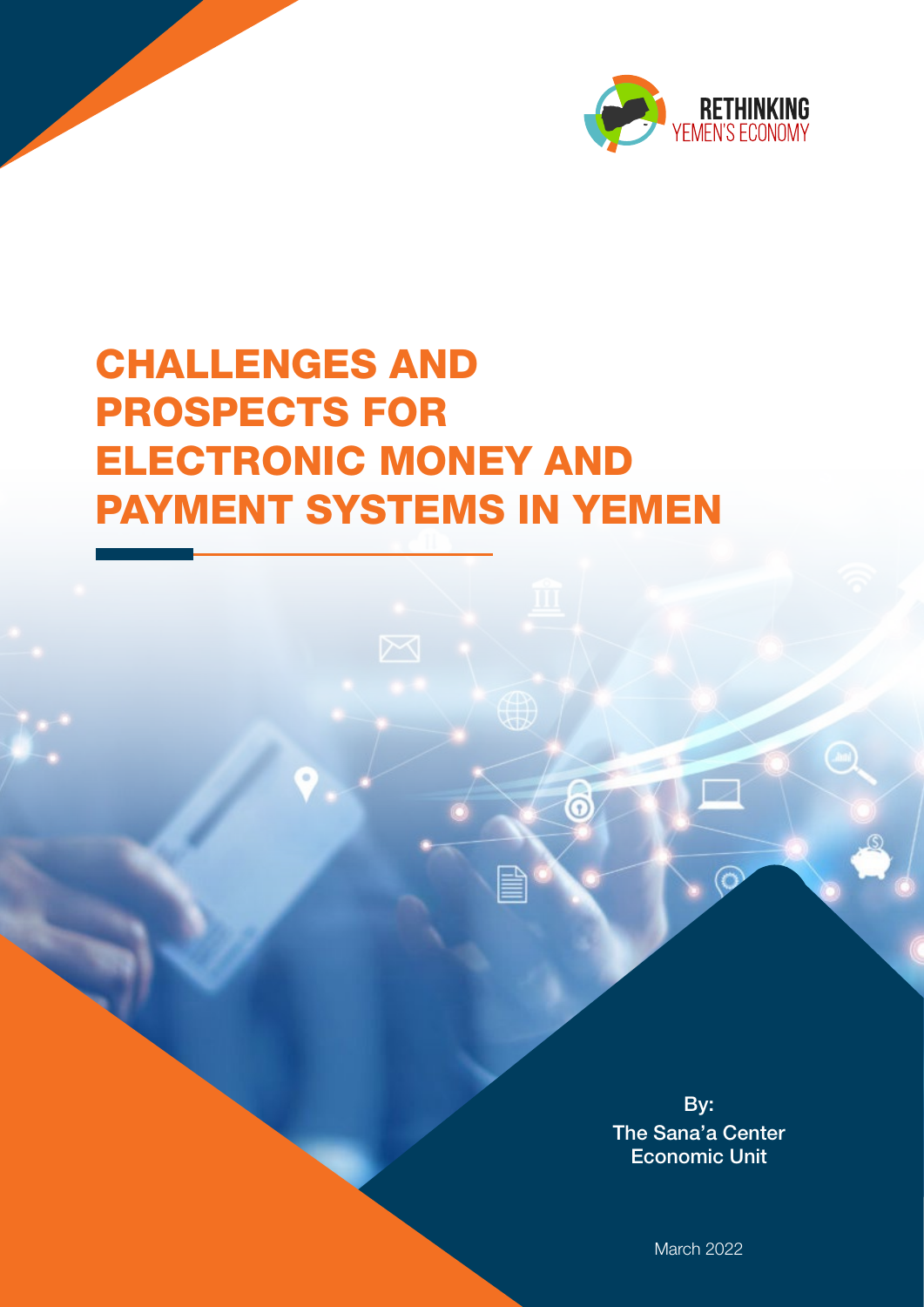RETHINKING YEMEN'S ECONOMY

# CHALLENGES AND PROSPECTS FOR ELECTRONIC MONEY AND PAYMENT SYSTEMS IN YEMEN

By:
The Sana'a Center
Economic Unit

March 2022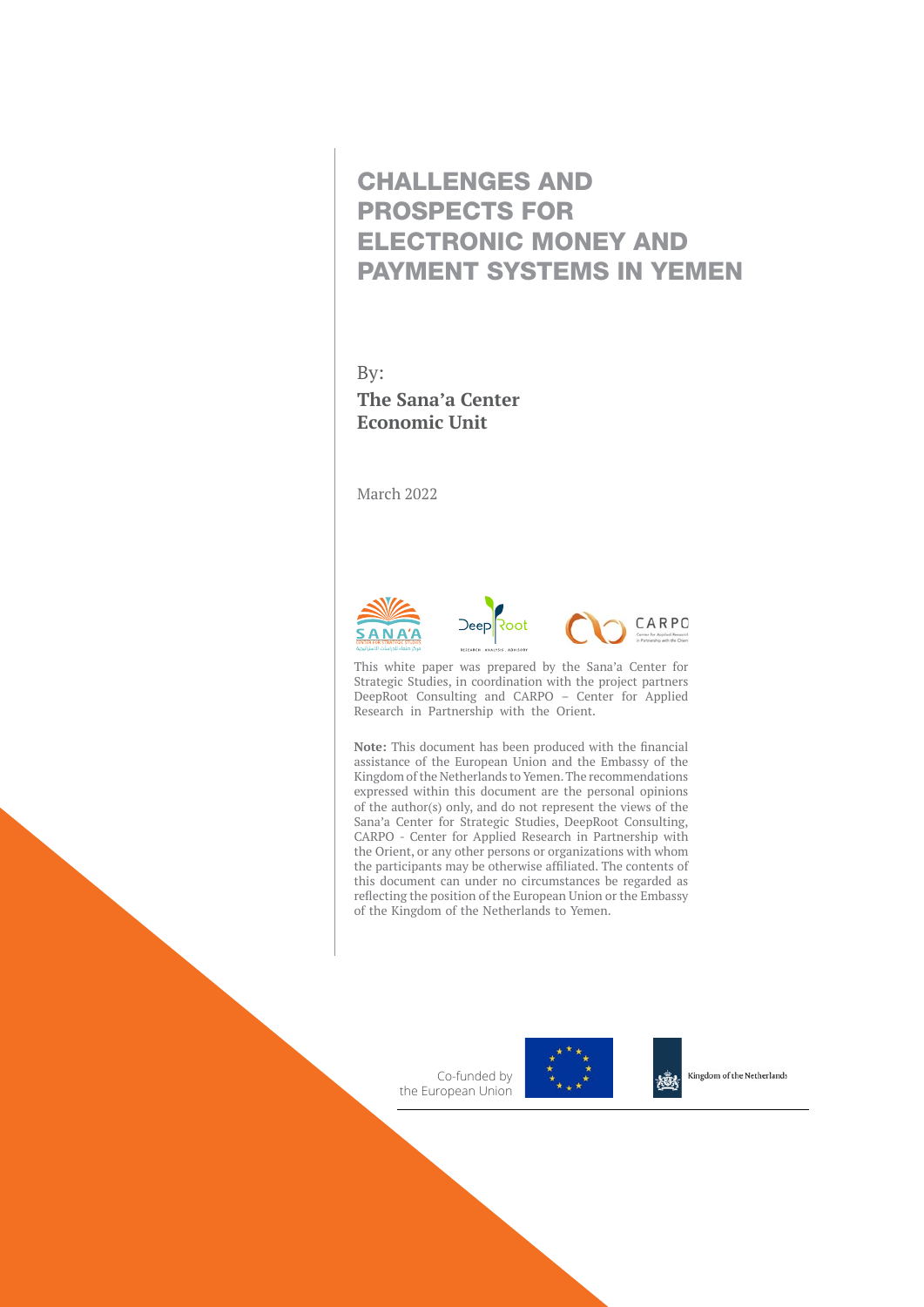# CHALLENGES AND PROSPECTS FOR ELECTRONIC MONEY AND PAYMENT SYSTEMS IN YEMEN

By:

**The Sana'a Center Economic Unit**

March 2022

This white paper was prepared by the Sana'a Center for Strategic Studies, in coordination with the project partners DeepRoot Consulting and CARPO – Center for Applied Research in Partnership with the Orient.

**Note:** This document has been produced with the financial assistance of the European Union and the Embassy of the Kingdom of the Netherlands to Yemen. The recommendations expressed within this document are the personal opinions of the author(s) only, and do not represent the views of the Sana'a Center for Strategic Studies, DeepRoot Consulting, CARPO - Center for Applied Research in Partnership with the Orient, or any other persons or organizations with whom the participants may be otherwise affiliated. The contents of this document can under no circumstances be regarded as reflecting the position of the European Union or the Embassy of the Kingdom of the Netherlands to Yemen.

Co-funded by the European Union

Kingdom of the Netherlands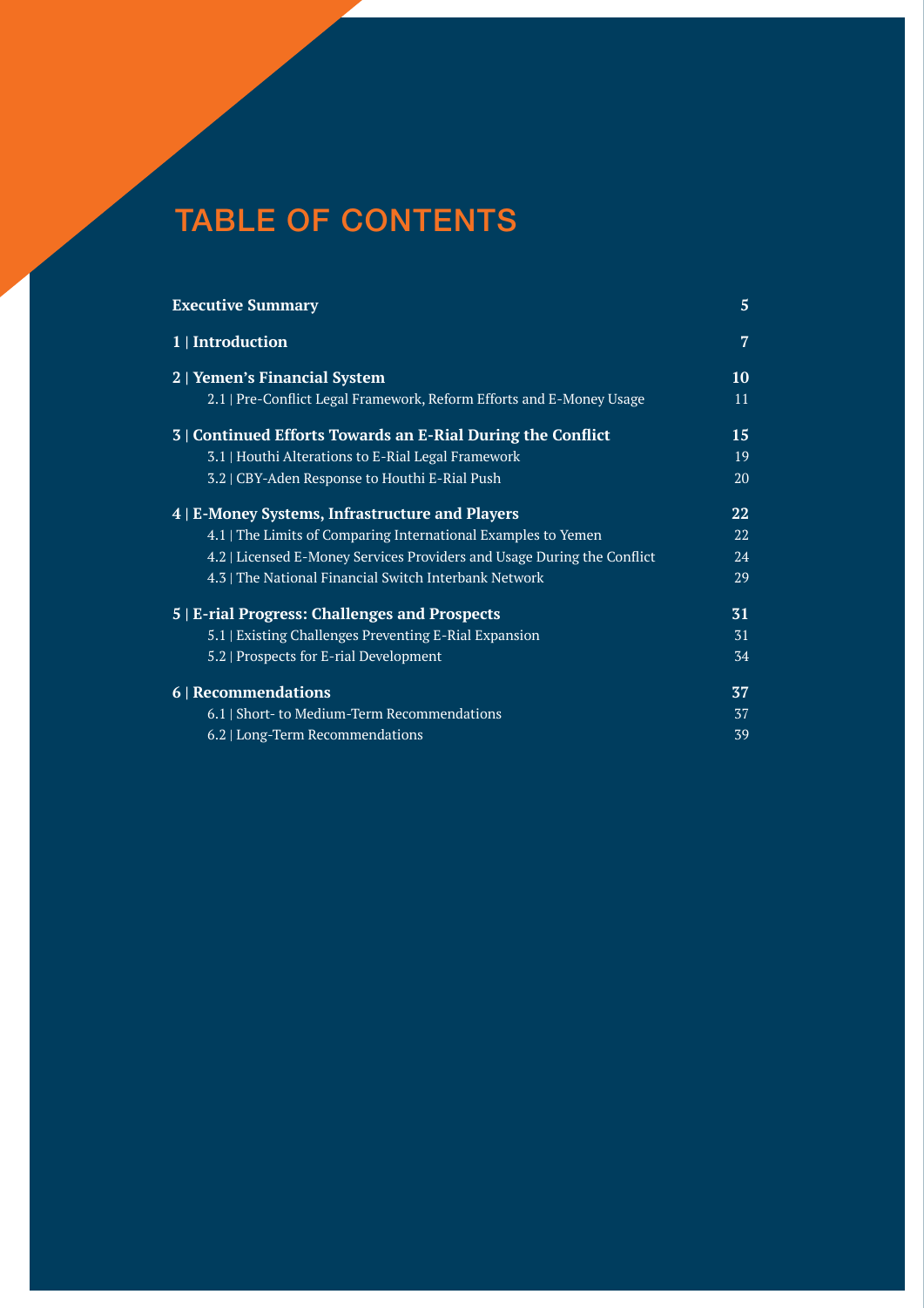# TABLE OF CONTENTS

| | |
|---|---|
| **Executive Summary** | **5** |
| **1 \| Introduction** | **7** |
| **2 \| Yemen's Financial System** | **10** |
| 2.1 \| Pre-Conflict Legal Framework, Reform Efforts and E-Money Usage | 11 |
| **3 \| Continued Efforts Towards an E-Rial During the Conflict** | **15** |
| 3.1 \| Houthi Alterations to E-Rial Legal Framework | 19 |
| 3.2 \| CBY-Aden Response to Houthi E-Rial Push | 20 |
| **4 \| E-Money Systems, Infrastructure and Players** | **22** |
| 4.1 \| The Limits of Comparing International Examples to Yemen | 22 |
| 4.2 \| Licensed E-Money Services Providers and Usage During the Conflict | 24 |
| 4.3 \| The National Financial Switch Interbank Network | 29 |
| **5 \| E-rial Progress: Challenges and Prospects** | **31** |
| 5.1 \| Existing Challenges Preventing E-Rial Expansion | 31 |
| 5.2 \| Prospects for E-rial Development | 34 |
| **6 \| Recommendations** | **37** |
| 6.1 \| Short- to Medium-Term Recommendations | 37 |
| 6.2 \| Long-Term Recommendations | 39 |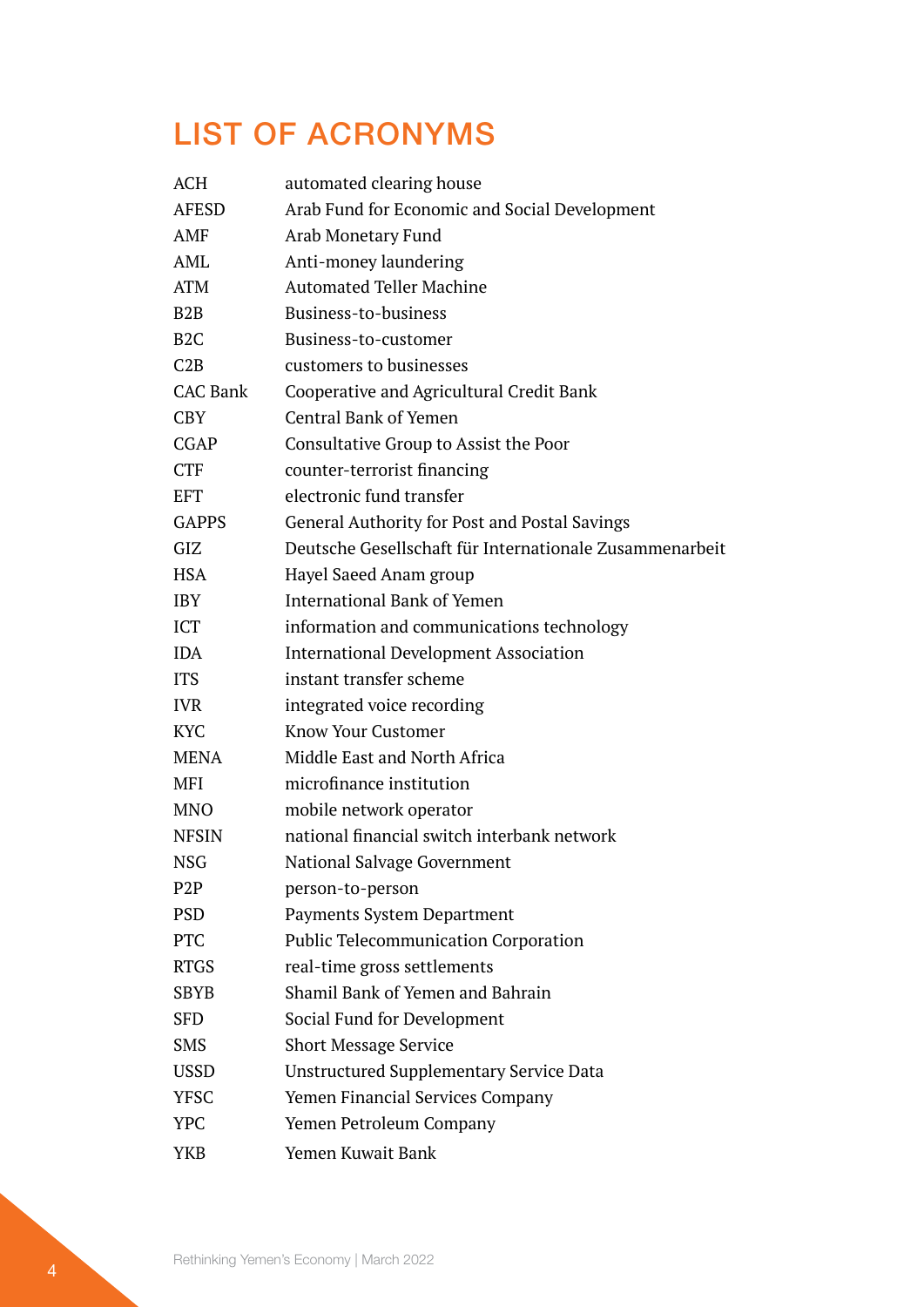# LIST OF ACRONYMS

| | |
|---|---|
| ACH | automated clearing house |
| AFESD | Arab Fund for Economic and Social Development |
| AMF | Arab Monetary Fund |
| AML | Anti-money laundering |
| ATM | Automated Teller Machine |
| B2B | Business-to-business |
| B2C | Business-to-customer |
| C2B | customers to businesses |
| CAC Bank | Cooperative and Agricultural Credit Bank |
| CBY | Central Bank of Yemen |
| CGAP | Consultative Group to Assist the Poor |
| CTF | counter-terrorist financing |
| EFT | electronic fund transfer |
| GAPPS | General Authority for Post and Postal Savings |
| GIZ | Deutsche Gesellschaft für Internationale Zusammenarbeit |
| HSA | Hayel Saeed Anam group |
| IBY | International Bank of Yemen |
| ICT | information and communications technology |
| IDA | International Development Association |
| ITS | instant transfer scheme |
| IVR | integrated voice recording |
| KYC | Know Your Customer |
| MENA | Middle East and North Africa |
| MFI | microfinance institution |
| MNO | mobile network operator |
| NFSIN | national financial switch interbank network |
| NSG | National Salvage Government |
| P2P | person-to-person |
| PSD | Payments System Department |
| PTC | Public Telecommunication Corporation |
| RTGS | real-time gross settlements |
| SBYB | Shamil Bank of Yemen and Bahrain |
| SFD | Social Fund for Development |
| SMS | Short Message Service |
| USSD | Unstructured Supplementary Service Data |
| YFSC | Yemen Financial Services Company |
| YPC | Yemen Petroleum Company |
| YKB | Yemen Kuwait Bank |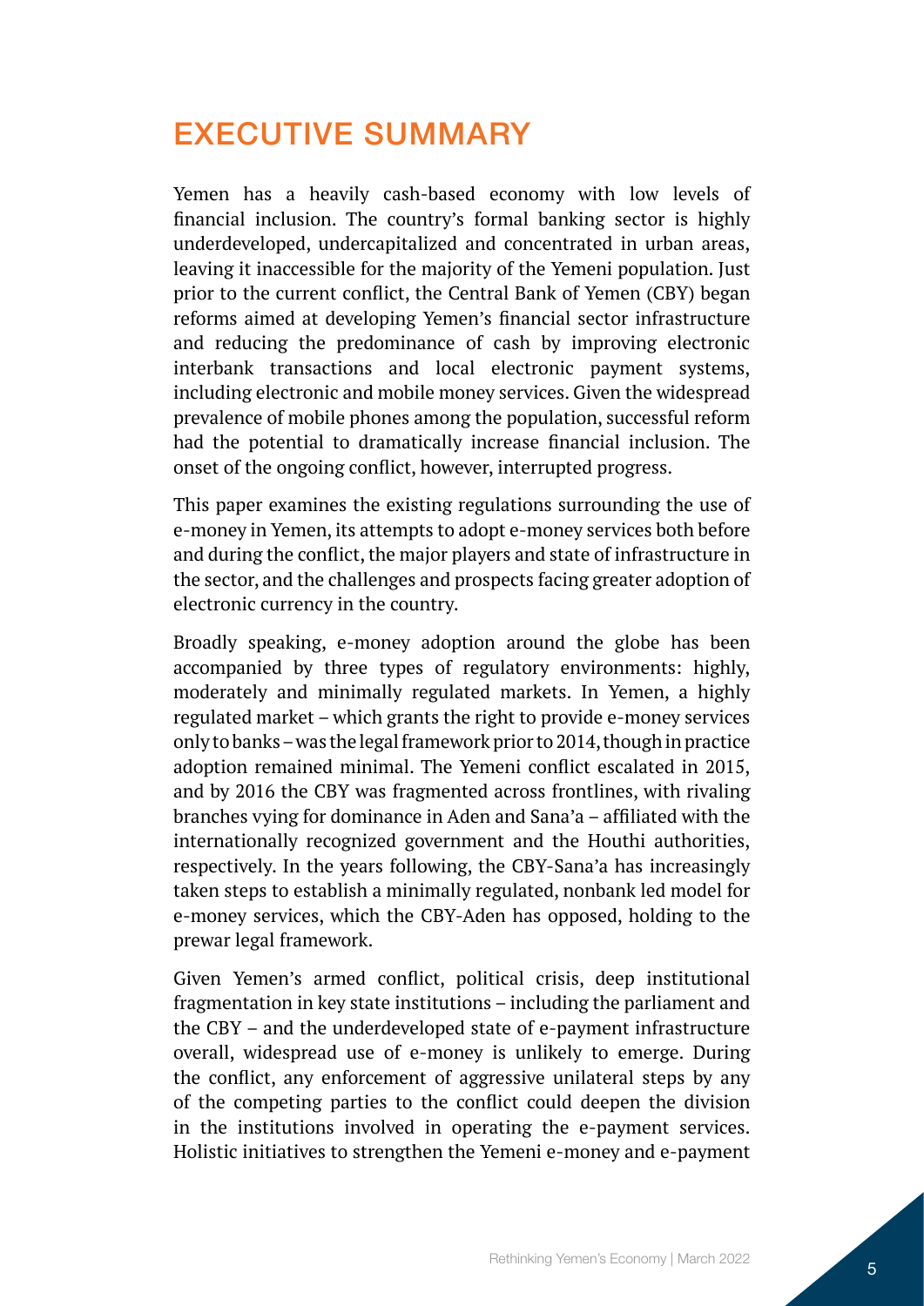# EXECUTIVE SUMMARY

Yemen has a heavily cash-based economy with low levels of financial inclusion. The country's formal banking sector is highly underdeveloped, undercapitalized and concentrated in urban areas, leaving it inaccessible for the majority of the Yemeni population. Just prior to the current conflict, the Central Bank of Yemen (CBY) began reforms aimed at developing Yemen's financial sector infrastructure and reducing the predominance of cash by improving electronic interbank transactions and local electronic payment systems, including electronic and mobile money services. Given the widespread prevalence of mobile phones among the population, successful reform had the potential to dramatically increase financial inclusion. The onset of the ongoing conflict, however, interrupted progress.

This paper examines the existing regulations surrounding the use of e-money in Yemen, its attempts to adopt e-money services both before and during the conflict, the major players and state of infrastructure in the sector, and the challenges and prospects facing greater adoption of electronic currency in the country.

Broadly speaking, e-money adoption around the globe has been accompanied by three types of regulatory environments: highly, moderately and minimally regulated markets. In Yemen, a highly regulated market – which grants the right to provide e-money services only to banks – was the legal framework prior to 2014, though in practice adoption remained minimal. The Yemeni conflict escalated in 2015, and by 2016 the CBY was fragmented across frontlines, with rivaling branches vying for dominance in Aden and Sana'a – affiliated with the internationally recognized government and the Houthi authorities, respectively. In the years following, the CBY-Sana'a has increasingly taken steps to establish a minimally regulated, nonbank led model for e-money services, which the CBY-Aden has opposed, holding to the prewar legal framework.

Given Yemen's armed conflict, political crisis, deep institutional fragmentation in key state institutions – including the parliament and the CBY – and the underdeveloped state of e-payment infrastructure overall, widespread use of e-money is unlikely to emerge. During the conflict, any enforcement of aggressive unilateral steps by any of the competing parties to the conflict could deepen the division in the institutions involved in operating the e-payment services. Holistic initiatives to strengthen the Yemeni e-money and e-payment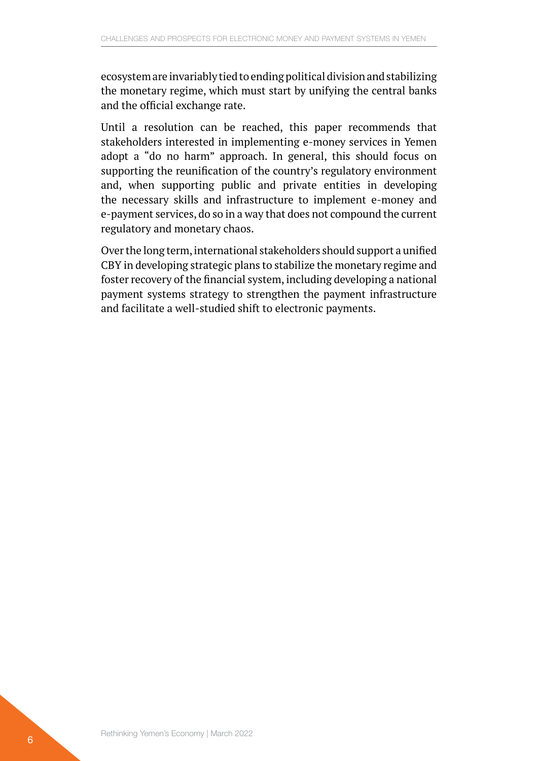ecosystem are invariably tied to ending political division and stabilizing the monetary regime, which must start by unifying the central banks and the official exchange rate.

Until a resolution can be reached, this paper recommends that stakeholders interested in implementing e-money services in Yemen adopt a "do no harm" approach. In general, this should focus on supporting the reunification of the country's regulatory environment and, when supporting public and private entities in developing the necessary skills and infrastructure to implement e-money and e-payment services, do so in a way that does not compound the current regulatory and monetary chaos.

Over the long term, international stakeholders should support a unified CBY in developing strategic plans to stabilize the monetary regime and foster recovery of the financial system, including developing a national payment systems strategy to strengthen the payment infrastructure and facilitate a well-studied shift to electronic payments.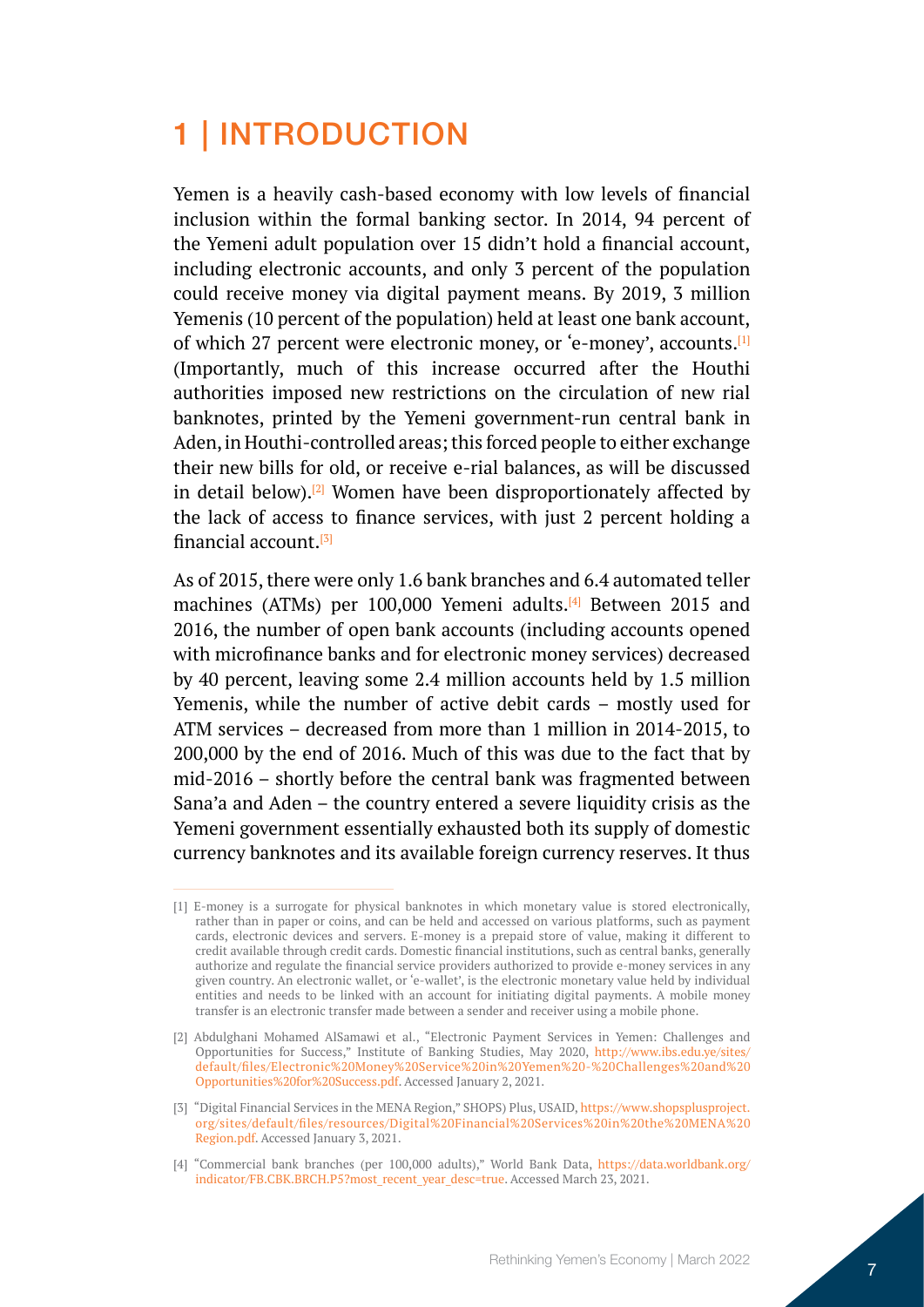# 1 | INTRODUCTION

Yemen is a heavily cash-based economy with low levels of financial inclusion within the formal banking sector. In 2014, 94 percent of the Yemeni adult population over 15 didn't hold a financial account, including electronic accounts, and only 3 percent of the population could receive money via digital payment means. By 2019, 3 million Yemenis (10 percent of the population) held at least one bank account, of which 27 percent were electronic money, or 'e-money', accounts.[1] (Importantly, much of this increase occurred after the Houthi authorities imposed new restrictions on the circulation of new rial banknotes, printed by the Yemeni government-run central bank in Aden, in Houthi-controlled areas; this forced people to either exchange their new bills for old, or receive e-rial balances, as will be discussed in detail below).[2] Women have been disproportionately affected by the lack of access to finance services, with just 2 percent holding a financial account.[3]

As of 2015, there were only 1.6 bank branches and 6.4 automated teller machines (ATMs) per 100,000 Yemeni adults.[4] Between 2015 and 2016, the number of open bank accounts (including accounts opened with microfinance banks and for electronic money services) decreased by 40 percent, leaving some 2.4 million accounts held by 1.5 million Yemenis, while the number of active debit cards – mostly used for ATM services – decreased from more than 1 million in 2014-2015, to 200,000 by the end of 2016. Much of this was due to the fact that by mid-2016 – shortly before the central bank was fragmented between Sana'a and Aden – the country entered a severe liquidity crisis as the Yemeni government essentially exhausted both its supply of domestic currency banknotes and its available foreign currency reserves. It thus

---

[1] E-money is a surrogate for physical banknotes in which monetary value is stored electronically, rather than in paper or coins, and can be held and accessed on various platforms, such as payment cards, electronic devices and servers. E-money is a prepaid store of value, making it different to credit available through credit cards. Domestic financial institutions, such as central banks, generally authorize and regulate the financial service providers authorized to provide e-money services in any given country. An electronic wallet, or 'e-wallet', is the electronic monetary value held by individual entities and needs to be linked with an account for initiating digital payments. A mobile money transfer is an electronic transfer made between a sender and receiver using a mobile phone.

[2] Abdulghani Mohamed AlSamawi et al., "Electronic Payment Services in Yemen: Challenges and Opportunities for Success," Institute of Banking Studies, May 2020, http://www.ibs.edu.ye/sites/default/files/Electronic%20Money%20Service%20in%20Yemen%20-%20Challenges%20and%20Opportunities%20for%20Success.pdf. Accessed January 2, 2021.

[3] "Digital Financial Services in the MENA Region," SHOPS) Plus, USAID, https://www.shopsplusproject.org/sites/default/files/resources/Digital%20Financial%20Services%20in%20the%20MENA%20Region.pdf. Accessed January 3, 2021.

[4] "Commercial bank branches (per 100,000 adults)," World Bank Data, https://data.worldbank.org/indicator/FB.CBK.BRCH.P5?most_recent_year_desc=true. Accessed March 23, 2021.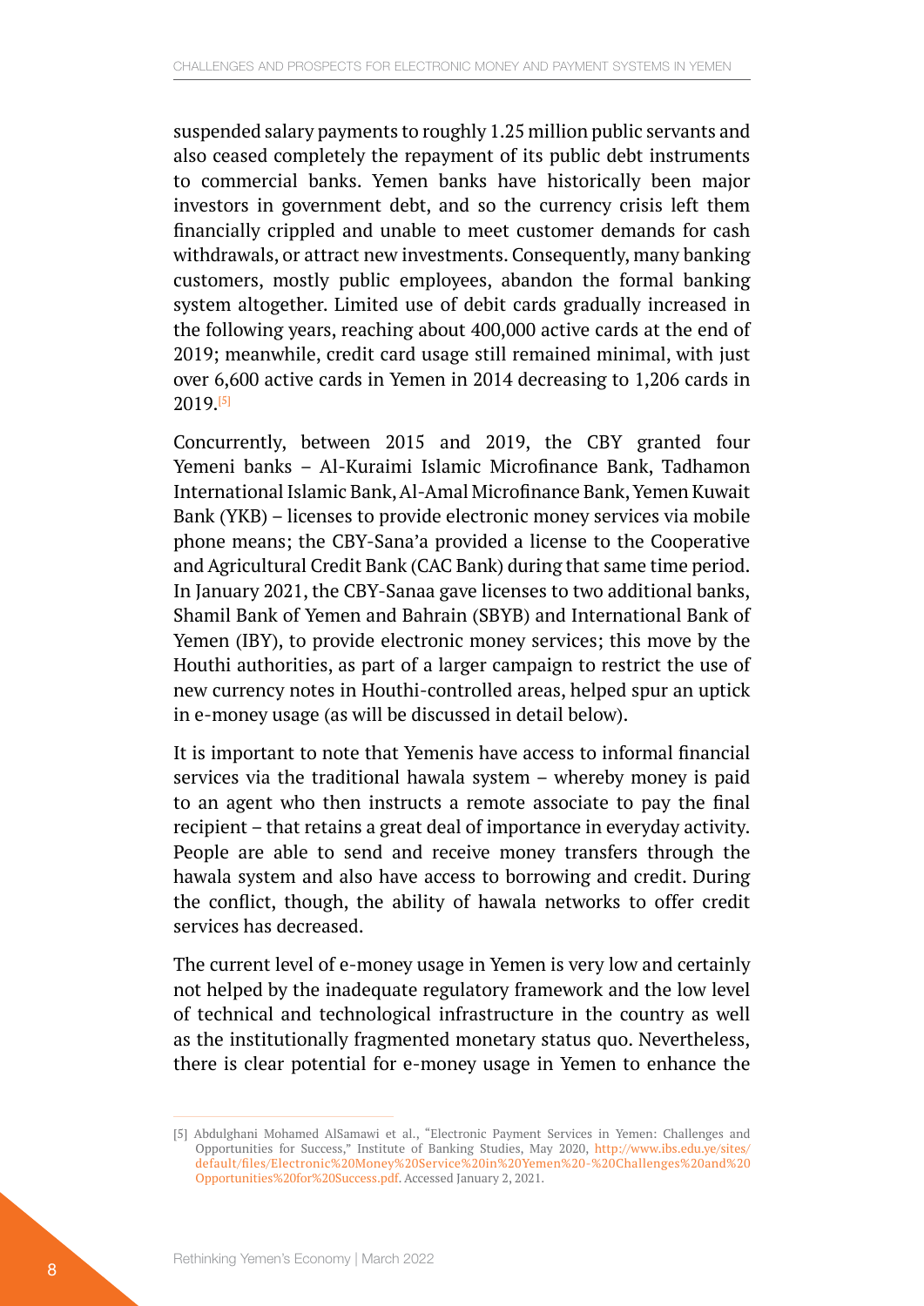suspended salary payments to roughly 1.25 million public servants and also ceased completely the repayment of its public debt instruments to commercial banks. Yemen banks have historically been major investors in government debt, and so the currency crisis left them financially crippled and unable to meet customer demands for cash withdrawals, or attract new investments. Consequently, many banking customers, mostly public employees, abandon the formal banking system altogether. Limited use of debit cards gradually increased in the following years, reaching about 400,000 active cards at the end of 2019; meanwhile, credit card usage still remained minimal, with just over 6,600 active cards in Yemen in 2014 decreasing to 1,206 cards in 2019.[5]

Concurrently, between 2015 and 2019, the CBY granted four Yemeni banks – Al-Kuraimi Islamic Microfinance Bank, Tadhamon International Islamic Bank, Al-Amal Microfinance Bank, Yemen Kuwait Bank (YKB) – licenses to provide electronic money services via mobile phone means; the CBY-Sana'a provided a license to the Cooperative and Agricultural Credit Bank (CAC Bank) during that same time period. In January 2021, the CBY-Sanaa gave licenses to two additional banks, Shamil Bank of Yemen and Bahrain (SBYB) and International Bank of Yemen (IBY), to provide electronic money services; this move by the Houthi authorities, as part of a larger campaign to restrict the use of new currency notes in Houthi-controlled areas, helped spur an uptick in e-money usage (as will be discussed in detail below).

It is important to note that Yemenis have access to informal financial services via the traditional hawala system – whereby money is paid to an agent who then instructs a remote associate to pay the final recipient – that retains a great deal of importance in everyday activity. People are able to send and receive money transfers through the hawala system and also have access to borrowing and credit. During the conflict, though, the ability of hawala networks to offer credit services has decreased.

The current level of e-money usage in Yemen is very low and certainly not helped by the inadequate regulatory framework and the low level of technical and technological infrastructure in the country as well as the institutionally fragmented monetary status quo. Nevertheless, there is clear potential for e-money usage in Yemen to enhance the

[5] Abdulghani Mohamed AlSamawi et al., "Electronic Payment Services in Yemen: Challenges and Opportunities for Success," Institute of Banking Studies, May 2020, http://www.ibs.edu.ye/sites/default/files/Electronic%20Money%20Service%20in%20Yemen%20-%20Challenges%20and%20Opportunities%20for%20Success.pdf. Accessed January 2, 2021.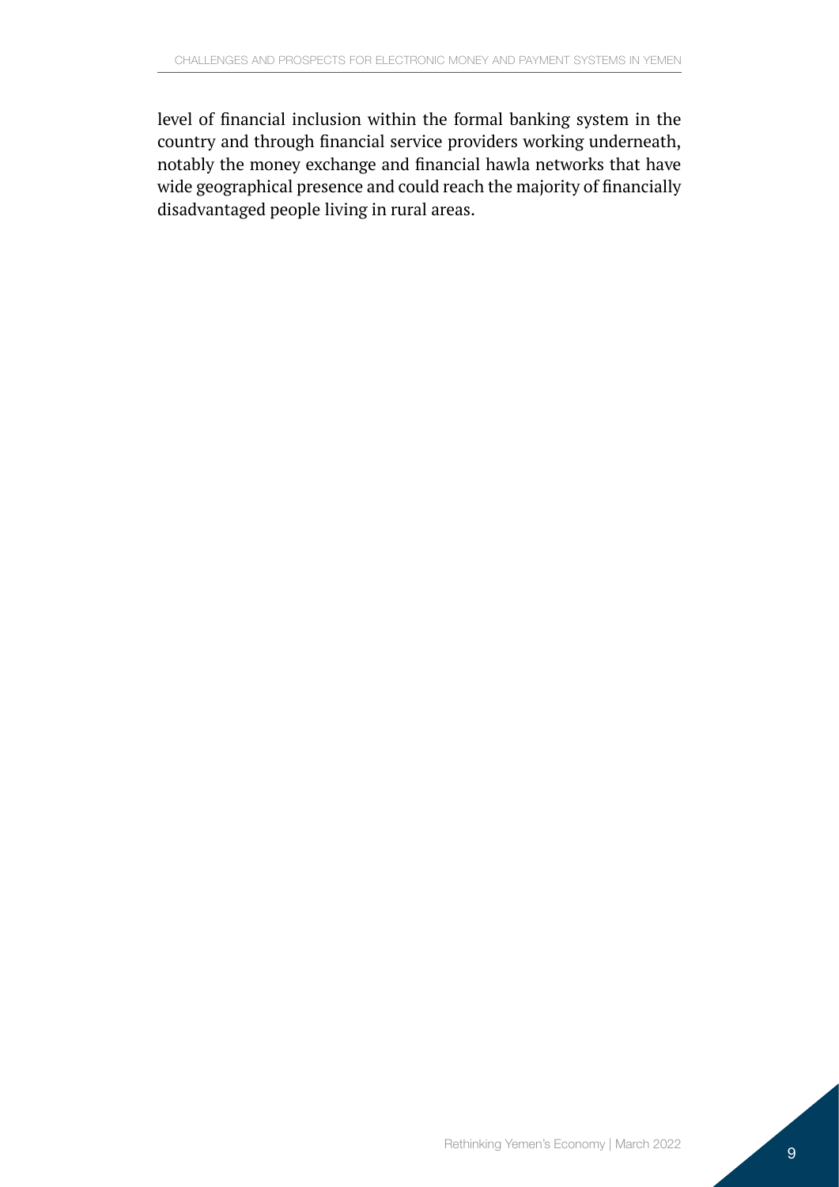level of financial inclusion within the formal banking system in the country and through financial service providers working underneath, notably the money exchange and financial hawla networks that have wide geographical presence and could reach the majority of financially disadvantaged people living in rural areas.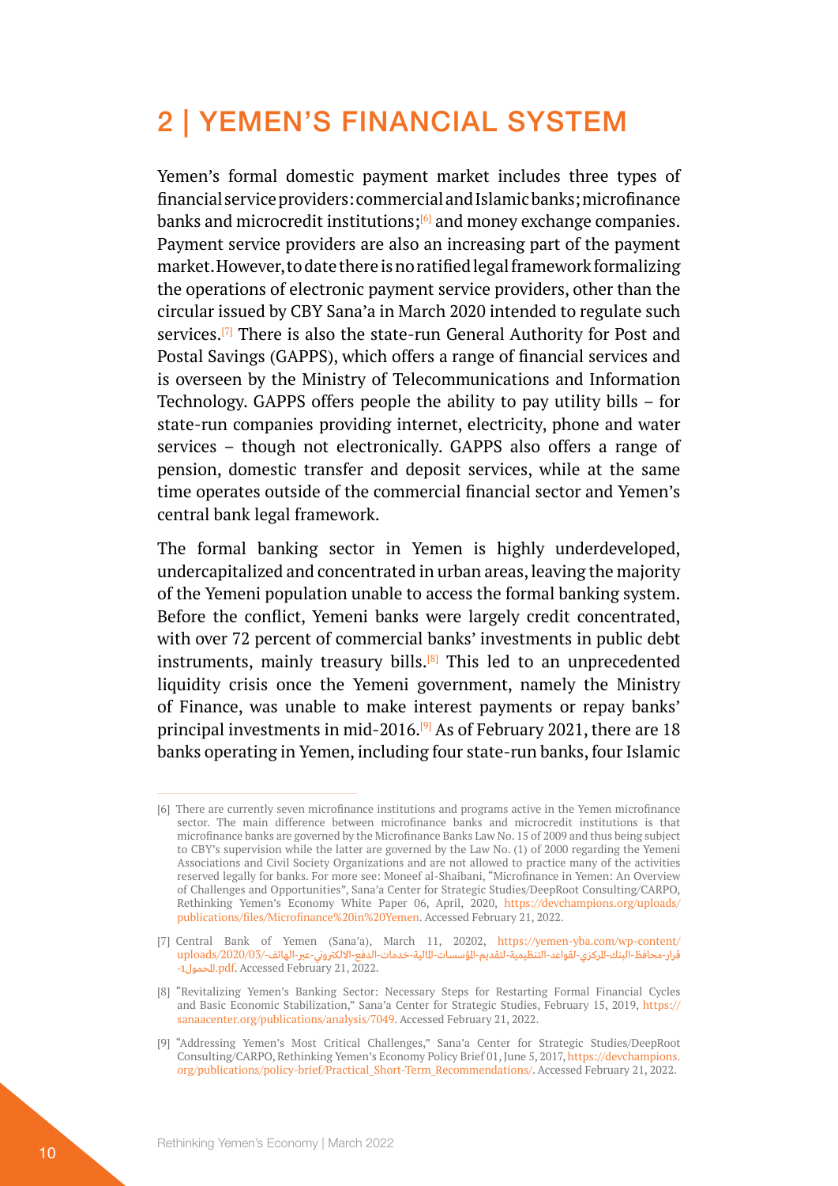## 2 | YEMEN'S FINANCIAL SYSTEM

Yemen's formal domestic payment market includes three types of financial service providers: commercial and Islamic banks; microfinance banks and microcredit institutions;[6] and money exchange companies. Payment service providers are also an increasing part of the payment market. However, to date there is no ratified legal framework formalizing the operations of electronic payment service providers, other than the circular issued by CBY Sana'a in March 2020 intended to regulate such services.[7] There is also the state-run General Authority for Post and Postal Savings (GAPPS), which offers a range of financial services and is overseen by the Ministry of Telecommunications and Information Technology. GAPPS offers people the ability to pay utility bills – for state-run companies providing internet, electricity, phone and water services – though not electronically. GAPPS also offers a range of pension, domestic transfer and deposit services, while at the same time operates outside of the commercial financial sector and Yemen's central bank legal framework.

The formal banking sector in Yemen is highly underdeveloped, undercapitalized and concentrated in urban areas, leaving the majority of the Yemeni population unable to access the formal banking system. Before the conflict, Yemeni banks were largely credit concentrated, with over 72 percent of commercial banks' investments in public debt instruments, mainly treasury bills.[8] This led to an unprecedented liquidity crisis once the Yemeni government, namely the Ministry of Finance, was unable to make interest payments or repay banks' principal investments in mid-2016.[9] As of February 2021, there are 18 banks operating in Yemen, including four state-run banks, four Islamic

---

[6] There are currently seven microfinance institutions and programs active in the Yemen microfinance sector. The main difference between microfinance banks and microcredit institutions is that microfinance banks are governed by the Microfinance Banks Law No. 15 of 2009 and thus being subject to CBY's supervision while the latter are governed by the Law No. (1) of 2000 regarding the Yemeni Associations and Civil Society Organizations and are not allowed to practice many of the activities reserved legally for banks. For more see: Moneef al-Shaibani, "Microfinance in Yemen: An Overview of Challenges and Opportunities", Sana'a Center for Strategic Studies/DeepRoot Consulting/CARPO, Rethinking Yemen's Economy White Paper 06, April, 2020, https://devchampions.org/uploads/publications/files/Microfinance%20in%20Yemen. Accessed February 21, 2022.

[7] Central Bank of Yemen (Sana'a), March 11, 20202, https://yemen-yba.com/wp-content/uploads/2020/03/قرار-محافظ-البنك-المركزي-لقواعد-التنظيمية-لتقديم-المؤسسات-المالية-خدمات-الدفع-الالكتروني-عبر-الهاتف-المحمول-1.pdf. Accessed February 21, 2022.

[8] "Revitalizing Yemen's Banking Sector: Necessary Steps for Restarting Formal Financial Cycles and Basic Economic Stabilization," Sana'a Center for Strategic Studies, February 15, 2019, https://sanaacenter.org/publications/analysis/7049. Accessed February 21, 2022.

[9] "Addressing Yemen's Most Critical Challenges," Sana'a Center for Strategic Studies/DeepRoot Consulting/CARPO, Rethinking Yemen's Economy Policy Brief 01, June 5, 2017, https://devchampions.org/publications/policy-brief/Practical_Short-Term_Recommendations/. Accessed February 21, 2022.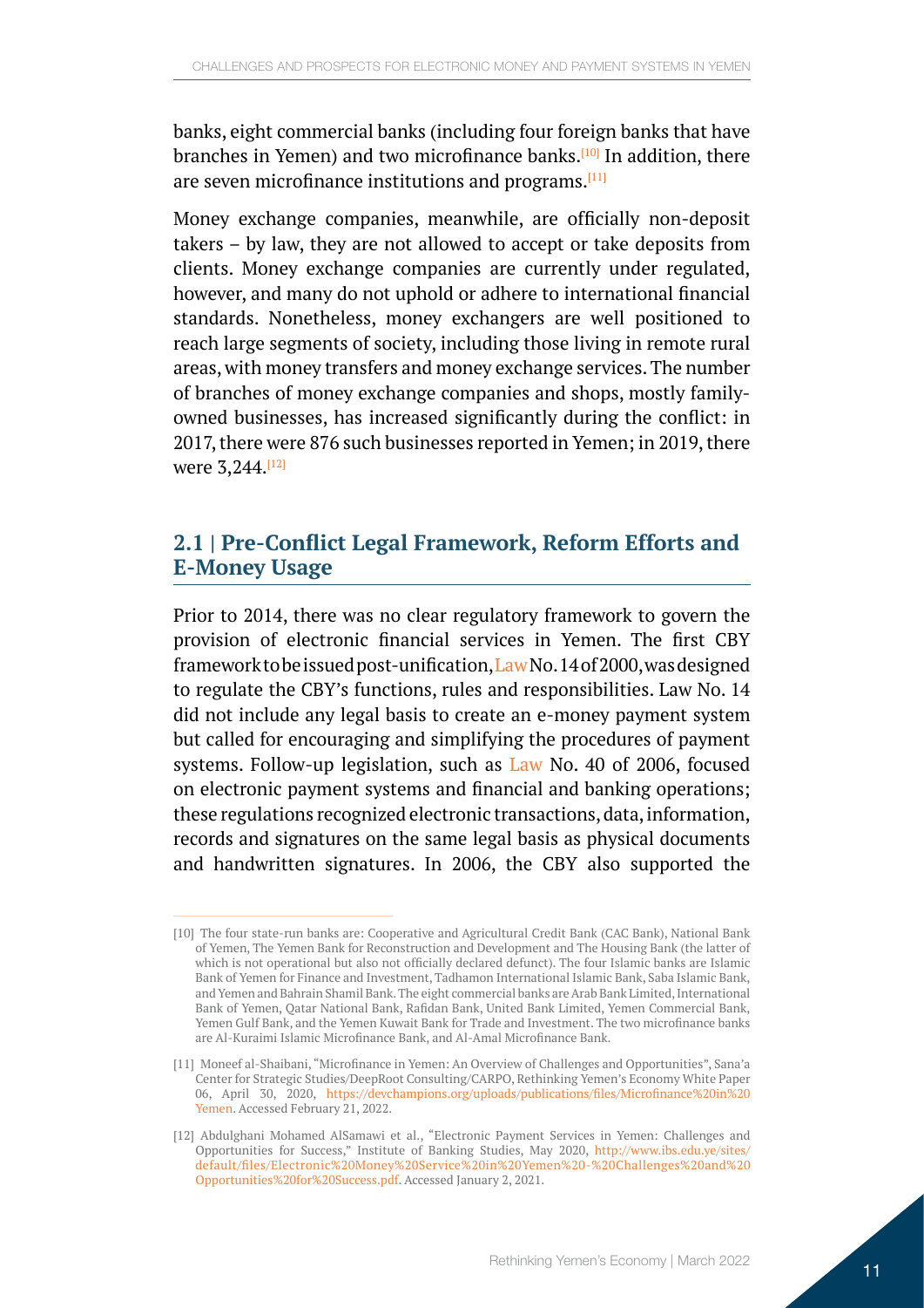banks, eight commercial banks (including four foreign banks that have branches in Yemen) and two microfinance banks.[10] In addition, there are seven microfinance institutions and programs.[11]

Money exchange companies, meanwhile, are officially non-deposit takers – by law, they are not allowed to accept or take deposits from clients. Money exchange companies are currently under regulated, however, and many do not uphold or adhere to international financial standards. Nonetheless, money exchangers are well positioned to reach large segments of society, including those living in remote rural areas, with money transfers and money exchange services. The number of branches of money exchange companies and shops, mostly family-owned businesses, has increased significantly during the conflict: in 2017, there were 876 such businesses reported in Yemen; in 2019, there were 3,244.[12]

## 2.1 | Pre-Conflict Legal Framework, Reform Efforts and E-Money Usage

Prior to 2014, there was no clear regulatory framework to govern the provision of electronic financial services in Yemen. The first CBY framework to be issued post-unification, Law No. 14 of 2000, was designed to regulate the CBY's functions, rules and responsibilities. Law No. 14 did not include any legal basis to create an e-money payment system but called for encouraging and simplifying the procedures of payment systems. Follow-up legislation, such as Law No. 40 of 2006, focused on electronic payment systems and financial and banking operations; these regulations recognized electronic transactions, data, information, records and signatures on the same legal basis as physical documents and handwritten signatures. In 2006, the CBY also supported the

---

[10] The four state-run banks are: Cooperative and Agricultural Credit Bank (CAC Bank), National Bank of Yemen, The Yemen Bank for Reconstruction and Development and The Housing Bank (the latter of which is not operational but also not officially declared defunct). The four Islamic banks are Islamic Bank of Yemen for Finance and Investment, Tadhamon International Islamic Bank, Saba Islamic Bank, and Yemen and Bahrain Shamil Bank. The eight commercial banks are Arab Bank Limited, International Bank of Yemen, Qatar National Bank, Rafidan Bank, United Bank Limited, Yemen Commercial Bank, Yemen Gulf Bank, and the Yemen Kuwait Bank for Trade and Investment. The two microfinance banks are Al-Kuraimi Islamic Microfinance Bank, and Al-Amal Microfinance Bank.

[11] Moneef al-Shaibani, "Microfinance in Yemen: An Overview of Challenges and Opportunities", Sana'a Center for Strategic Studies/DeepRoot Consulting/CARPO, Rethinking Yemen's Economy White Paper 06, April 30, 2020, https://devchampions.org/uploads/publications/files/Microfinance%20in%20Yemen. Accessed February 21, 2022.

[12] Abdulghani Mohamed AlSamawi et al., "Electronic Payment Services in Yemen: Challenges and Opportunities for Success," Institute of Banking Studies, May 2020, http://www.ibs.edu.ye/sites/default/files/Electronic%20Money%20Service%20in%20Yemen%20-%20Challenges%20and%20Opportunities%20for%20Success.pdf. Accessed January 2, 2021.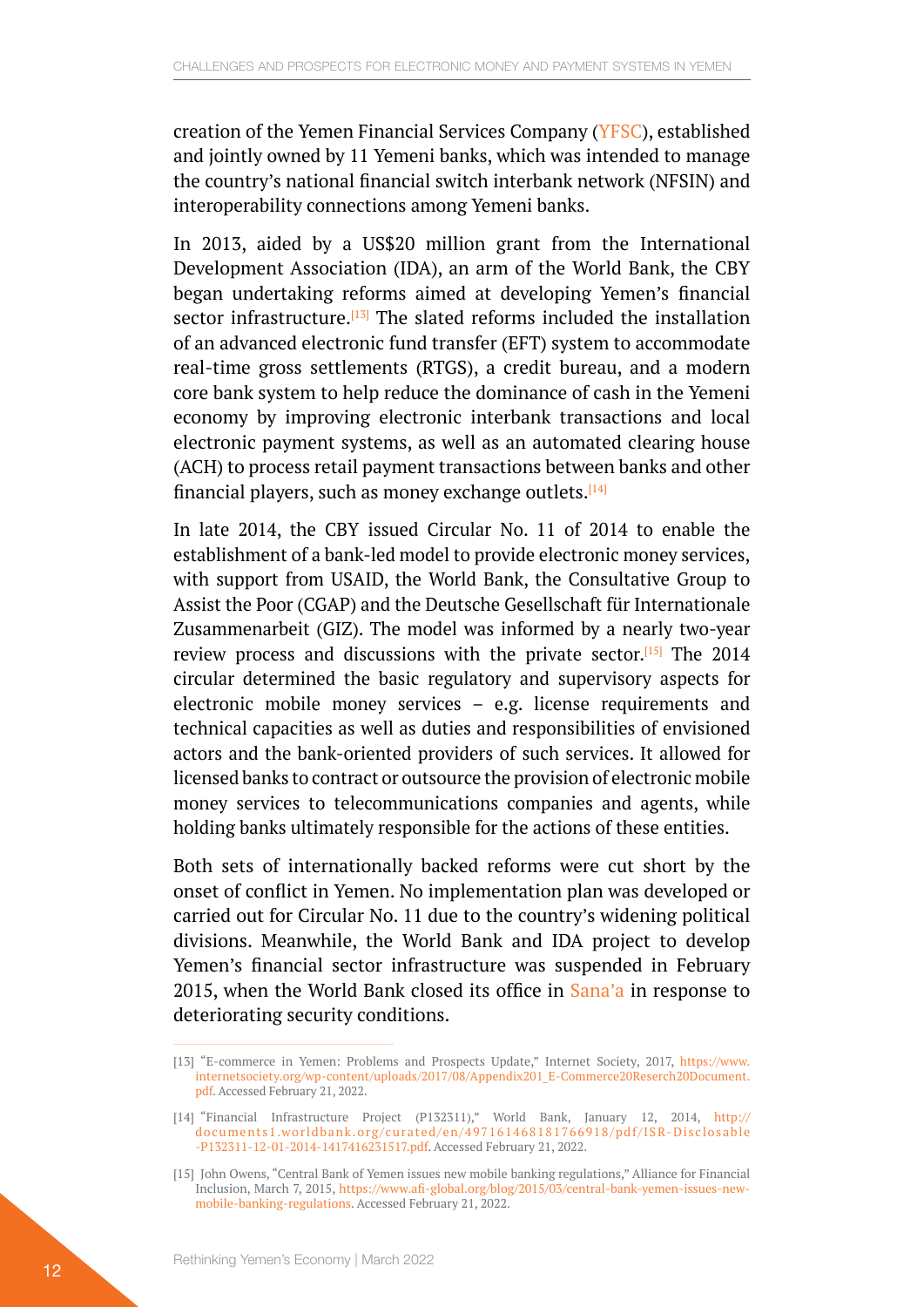creation of the Yemen Financial Services Company (YFSC), established and jointly owned by 11 Yemeni banks, which was intended to manage the country's national financial switch interbank network (NFSIN) and interoperability connections among Yemeni banks.

In 2013, aided by a US$20 million grant from the International Development Association (IDA), an arm of the World Bank, the CBY began undertaking reforms aimed at developing Yemen's financial sector infrastructure.[13] The slated reforms included the installation of an advanced electronic fund transfer (EFT) system to accommodate real-time gross settlements (RTGS), a credit bureau, and a modern core bank system to help reduce the dominance of cash in the Yemeni economy by improving electronic interbank transactions and local electronic payment systems, as well as an automated clearing house (ACH) to process retail payment transactions between banks and other financial players, such as money exchange outlets.[14]

In late 2014, the CBY issued Circular No. 11 of 2014 to enable the establishment of a bank-led model to provide electronic money services, with support from USAID, the World Bank, the Consultative Group to Assist the Poor (CGAP) and the Deutsche Gesellschaft für Internationale Zusammenarbeit (GIZ). The model was informed by a nearly two-year review process and discussions with the private sector.[15] The 2014 circular determined the basic regulatory and supervisory aspects for electronic mobile money services – e.g. license requirements and technical capacities as well as duties and responsibilities of envisioned actors and the bank-oriented providers of such services. It allowed for licensed banks to contract or outsource the provision of electronic mobile money services to telecommunications companies and agents, while holding banks ultimately responsible for the actions of these entities.

Both sets of internationally backed reforms were cut short by the onset of conflict in Yemen. No implementation plan was developed or carried out for Circular No. 11 due to the country's widening political divisions. Meanwhile, the World Bank and IDA project to develop Yemen's financial sector infrastructure was suspended in February 2015, when the World Bank closed its office in Sana'a in response to deteriorating security conditions.

---

[13] "E-commerce in Yemen: Problems and Prospects Update," Internet Society, 2017, https://www.internetsociety.org/wp-content/uploads/2017/08/Appendix201_E-Commerce20Reserch20Document.pdf. Accessed February 21, 2022.

[14] "Financial Infrastructure Project (P132311)," World Bank, January 12, 2014, http://documents1.worldbank.org/curated/en/497161468181766918/pdf/ISR-Disclosable-P132311-12-01-2014-1417416231517.pdf. Accessed February 21, 2022.

[15] John Owens, "Central Bank of Yemen issues new mobile banking regulations," Alliance for Financial Inclusion, March 7, 2015, https://www.afi-global.org/blog/2015/03/central-bank-yemen-issues-new-mobile-banking-regulations. Accessed February 21, 2022.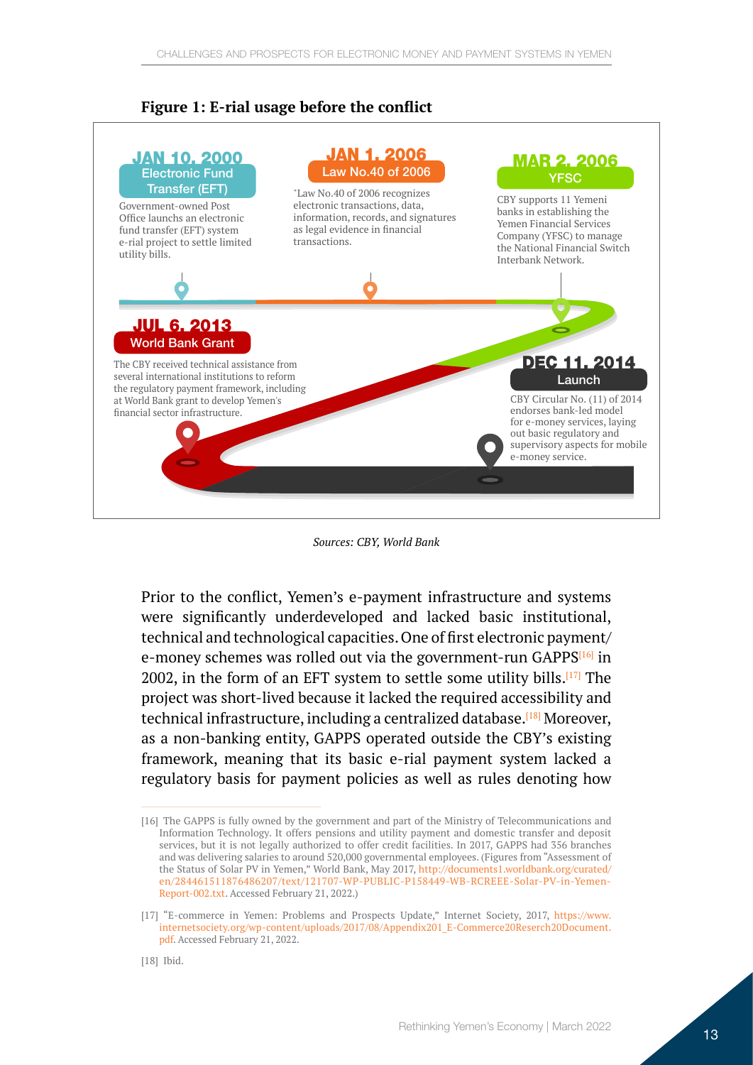**Figure 1: E-rial usage before the conflict**

**JAN 10, 2000**
**Electronic Fund Transfer (EFT)**
Government-owned Post Office launches an electronic fund transfer (EFT) system e-rial project to settle limited utility bills.

**JAN 1, 2006**
**Law No.40 of 2006**
"Law No.40 of 2006 recognizes electronic transactions, data, information, records, and signatures as legal evidence in financial transactions.

**MAR 2, 2006**
**YFSC**
CBY supports 11 Yemeni banks in establishing the Yemen Financial Services Company (YFSC) to manage the National Financial Switch Interbank Network.

**JUL 6, 2013**
**World Bank Grant**
The CBY received technical assistance from several international institutions to reform the regulatory payment framework, including at World Bank grant to develop Yemen's financial sector infrastructure.

**DEC 11, 2014**
**Launch**
CBY Circular No. (11) of 2014 endorses bank-led model for e-money services, laying out basic regulatory and supervisory aspects for mobile e-money service.

*Sources: CBY, World Bank*

Prior to the conflict, Yemen's e-payment infrastructure and systems were significantly underdeveloped and lacked basic institutional, technical and technological capacities. One of first electronic payment/e-money schemes was rolled out via the government-run GAPPS[16] in 2002, in the form of an EFT system to settle some utility bills.[17] The project was short-lived because it lacked the required accessibility and technical infrastructure, including a centralized database.[18] Moreover, as a non-banking entity, GAPPS operated outside the CBY's existing framework, meaning that its basic e-rial payment system lacked a regulatory basis for payment policies as well as rules denoting how

[16] The GAPPS is fully owned by the government and part of the Ministry of Telecommunications and Information Technology. It offers pensions and utility payment and domestic transfer and deposit services, but it is not legally authorized to offer credit facilities. In 2017, GAPPS had 356 branches and was delivering salaries to around 520,000 governmental employees. (Figures from "Assessment of the Status of Solar PV in Yemen," World Bank, May 2017, http://documents1.worldbank.org/curated/en/284461511876486207/text/121707-WP-PUBLIC-P158449-WB-RCREEE-Solar-PV-in-Yemen-Report-002.txt. Accessed February 21, 2022.)

[17] "E-commerce in Yemen: Problems and Prospects Update," Internet Society, 2017, https://www.internetsociety.org/wp-content/uploads/2017/08/Appendix201_E-Commerce20Reserch20Document.pdf. Accessed February 21, 2022.

[18] Ibid.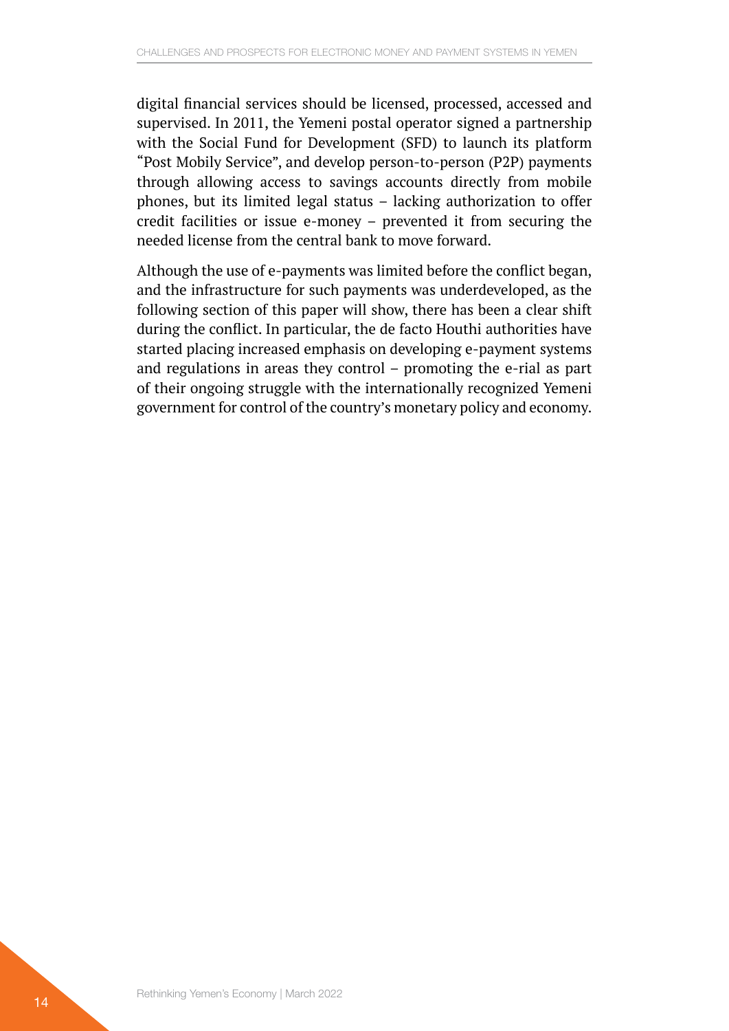digital financial services should be licensed, processed, accessed and supervised. In 2011, the Yemeni postal operator signed a partnership with the Social Fund for Development (SFD) to launch its platform "Post Mobily Service", and develop person-to-person (P2P) payments through allowing access to savings accounts directly from mobile phones, but its limited legal status – lacking authorization to offer credit facilities or issue e-money – prevented it from securing the needed license from the central bank to move forward.

Although the use of e-payments was limited before the conflict began, and the infrastructure for such payments was underdeveloped, as the following section of this paper will show, there has been a clear shift during the conflict. In particular, the de facto Houthi authorities have started placing increased emphasis on developing e-payment systems and regulations in areas they control – promoting the e-rial as part of their ongoing struggle with the internationally recognized Yemeni government for control of the country's monetary policy and economy.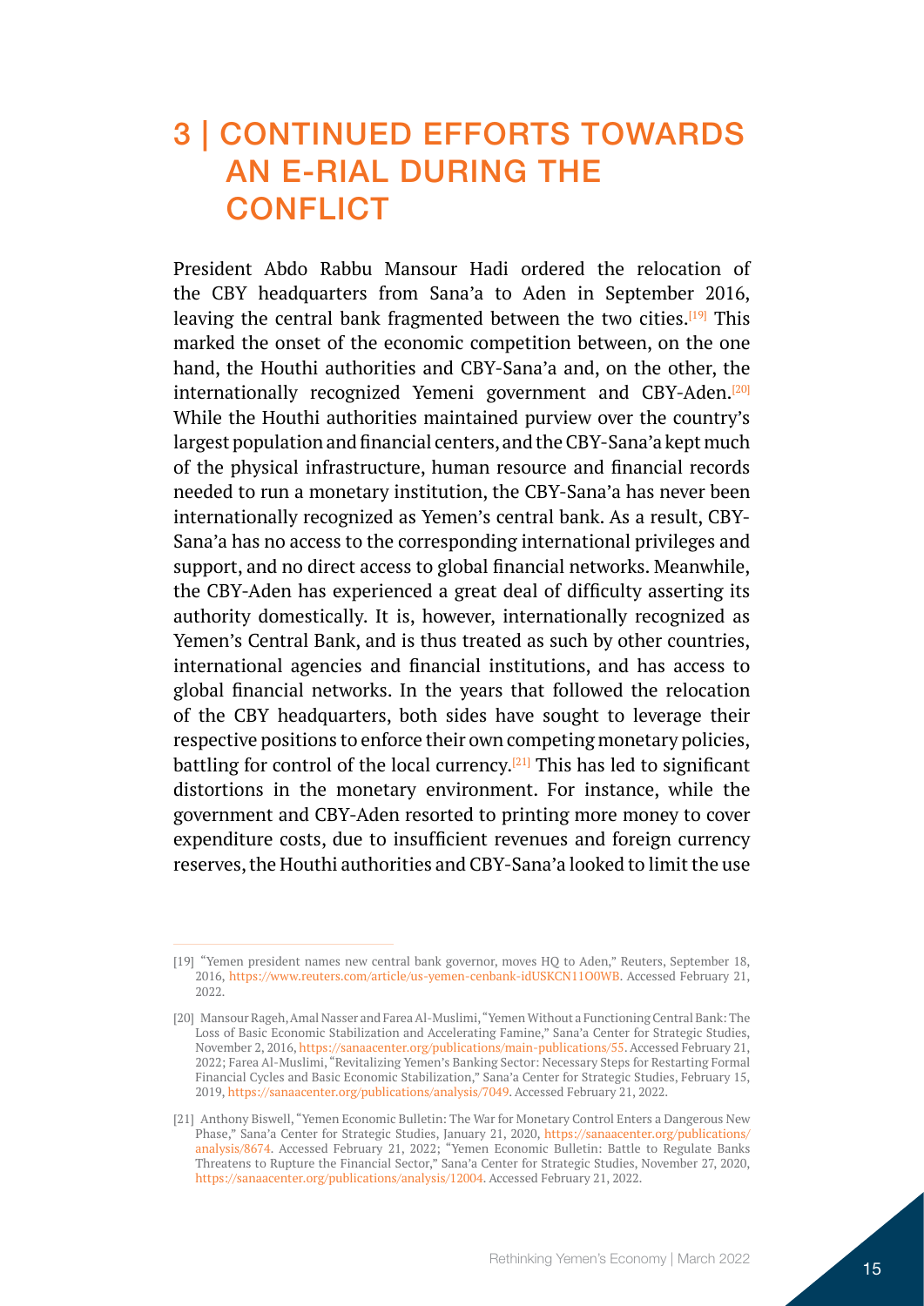# 3 | CONTINUED EFFORTS TOWARDS AN E-RIAL DURING THE CONFLICT

President Abdo Rabbu Mansour Hadi ordered the relocation of the CBY headquarters from Sana'a to Aden in September 2016, leaving the central bank fragmented between the two cities.[19] This marked the onset of the economic competition between, on the one hand, the Houthi authorities and CBY-Sana'a and, on the other, the internationally recognized Yemeni government and CBY-Aden.[20] While the Houthi authorities maintained purview over the country's largest population and financial centers, and the CBY-Sana'a kept much of the physical infrastructure, human resource and financial records needed to run a monetary institution, the CBY-Sana'a has never been internationally recognized as Yemen's central bank. As a result, CBY-Sana'a has no access to the corresponding international privileges and support, and no direct access to global financial networks. Meanwhile, the CBY-Aden has experienced a great deal of difficulty asserting its authority domestically. It is, however, internationally recognized as Yemen's Central Bank, and is thus treated as such by other countries, international agencies and financial institutions, and has access to global financial networks. In the years that followed the relocation of the CBY headquarters, both sides have sought to leverage their respective positions to enforce their own competing monetary policies, battling for control of the local currency.[21] This has led to significant distortions in the monetary environment. For instance, while the government and CBY-Aden resorted to printing more money to cover expenditure costs, due to insufficient revenues and foreign currency reserves, the Houthi authorities and CBY-Sana'a looked to limit the use

---

[19] "Yemen president names new central bank governor, moves HQ to Aden," Reuters, September 18, 2016, https://www.reuters.com/article/us-yemen-cenbank-idUSKCN11O0WB. Accessed February 21, 2022.

[20] Mansour Rageh, Amal Nasser and Farea Al-Muslimi, "Yemen Without a Functioning Central Bank: The Loss of Basic Economic Stabilization and Accelerating Famine," Sana'a Center for Strategic Studies, November 2, 2016, https://sanaacenter.org/publications/main-publications/55. Accessed February 21, 2022; Farea Al-Muslimi, "Revitalizing Yemen's Banking Sector: Necessary Steps for Restarting Formal Financial Cycles and Basic Economic Stabilization," Sana'a Center for Strategic Studies, February 15, 2019, https://sanaacenter.org/publications/analysis/7049. Accessed February 21, 2022.

[21] Anthony Biswell, "Yemen Economic Bulletin: The War for Monetary Control Enters a Dangerous New Phase," Sana'a Center for Strategic Studies, January 21, 2020, https://sanaacenter.org/publications/analysis/8674. Accessed February 21, 2022; "Yemen Economic Bulletin: Battle to Regulate Banks Threatens to Rupture the Financial Sector," Sana'a Center for Strategic Studies, November 27, 2020, https://sanaacenter.org/publications/analysis/12004. Accessed February 21, 2022.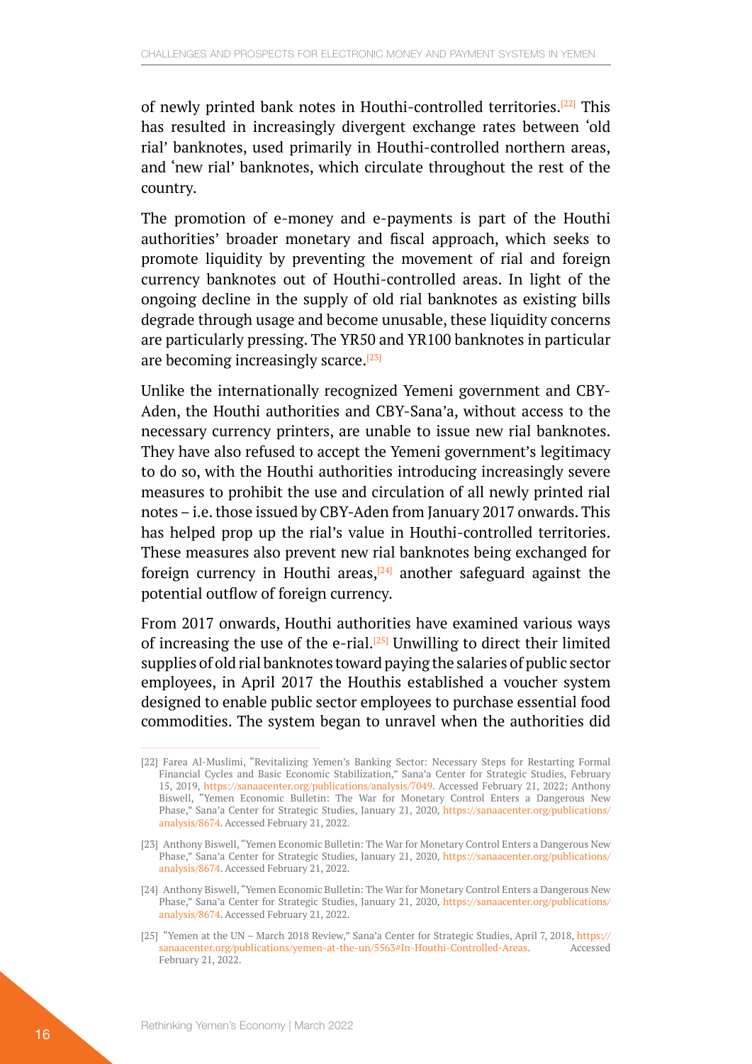of newly printed bank notes in Houthi-controlled territories.[22] This has resulted in increasingly divergent exchange rates between 'old rial' banknotes, used primarily in Houthi-controlled northern areas, and 'new rial' banknotes, which circulate throughout the rest of the country.

The promotion of e-money and e-payments is part of the Houthi authorities' broader monetary and fiscal approach, which seeks to promote liquidity by preventing the movement of rial and foreign currency banknotes out of Houthi-controlled areas. In light of the ongoing decline in the supply of old rial banknotes as existing bills degrade through usage and become unusable, these liquidity concerns are particularly pressing. The YR50 and YR100 banknotes in particular are becoming increasingly scarce.[23]

Unlike the internationally recognized Yemeni government and CBY-Aden, the Houthi authorities and CBY-Sana'a, without access to the necessary currency printers, are unable to issue new rial banknotes. They have also refused to accept the Yemeni government's legitimacy to do so, with the Houthi authorities introducing increasingly severe measures to prohibit the use and circulation of all newly printed rial notes – i.e. those issued by CBY-Aden from January 2017 onwards. This has helped prop up the rial's value in Houthi-controlled territories. These measures also prevent new rial banknotes being exchanged for foreign currency in Houthi areas,[24] another safeguard against the potential outflow of foreign currency.

From 2017 onwards, Houthi authorities have examined various ways of increasing the use of the e-rial.[25] Unwilling to direct their limited supplies of old rial banknotes toward paying the salaries of public sector employees, in April 2017 the Houthis established a voucher system designed to enable public sector employees to purchase essential food commodities. The system began to unravel when the authorities did

---

[22] Farea Al-Muslimi, "Revitalizing Yemen's Banking Sector: Necessary Steps for Restarting Formal Financial Cycles and Basic Economic Stabilization," Sana'a Center for Strategic Studies, February 15, 2019, https://sanaacenter.org/publications/analysis/7049. Accessed February 21, 2022; Anthony Biswell, "Yemen Economic Bulletin: The War for Monetary Control Enters a Dangerous New Phase," Sana'a Center for Strategic Studies, January 21, 2020, https://sanaacenter.org/publications/analysis/8674. Accessed February 21, 2022.

[23] Anthony Biswell, "Yemen Economic Bulletin: The War for Monetary Control Enters a Dangerous New Phase," Sana'a Center for Strategic Studies, January 21, 2020, https://sanaacenter.org/publications/analysis/8674. Accessed February 21, 2022.

[24] Anthony Biswell, "Yemen Economic Bulletin: The War for Monetary Control Enters a Dangerous New Phase," Sana'a Center for Strategic Studies, January 21, 2020, https://sanaacenter.org/publications/analysis/8674. Accessed February 21, 2022.

[25] "Yemen at the UN – March 2018 Review," Sana'a Center for Strategic Studies, April 7, 2018, https://sanaacenter.org/publications/yemen-at-the-un/5563#In-Houthi-Controlled-Areas. Accessed February 21, 2022.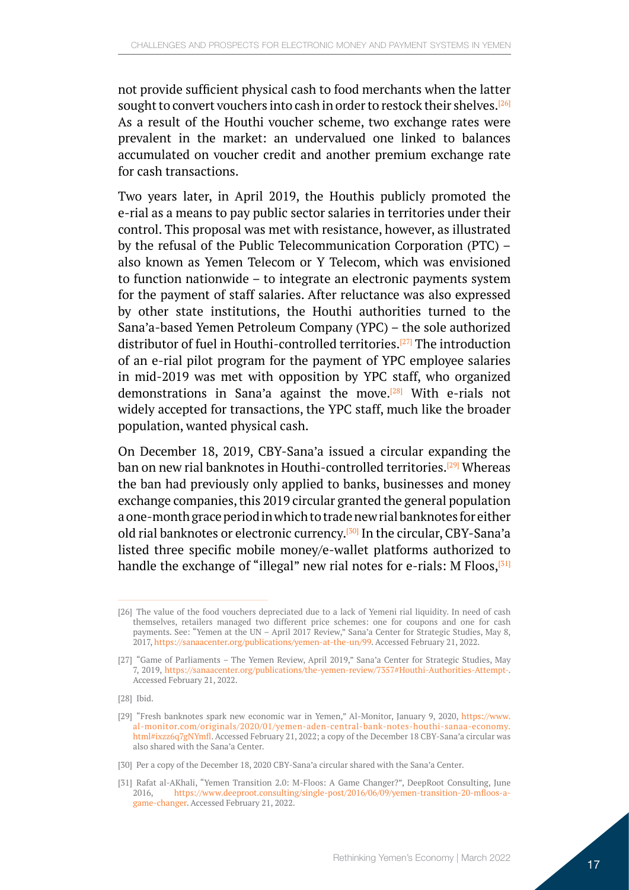not provide sufficient physical cash to food merchants when the latter sought to convert vouchers into cash in order to restock their shelves.[26] As a result of the Houthi voucher scheme, two exchange rates were prevalent in the market: an undervalued one linked to balances accumulated on voucher credit and another premium exchange rate for cash transactions.

Two years later, in April 2019, the Houthis publicly promoted the e-rial as a means to pay public sector salaries in territories under their control. This proposal was met with resistance, however, as illustrated by the refusal of the Public Telecommunication Corporation (PTC) – also known as Yemen Telecom or Y Telecom, which was envisioned to function nationwide – to integrate an electronic payments system for the payment of staff salaries. After reluctance was also expressed by other state institutions, the Houthi authorities turned to the Sana'a-based Yemen Petroleum Company (YPC) – the sole authorized distributor of fuel in Houthi-controlled territories.[27] The introduction of an e-rial pilot program for the payment of YPC employee salaries in mid-2019 was met with opposition by YPC staff, who organized demonstrations in Sana'a against the move.[28] With e-rials not widely accepted for transactions, the YPC staff, much like the broader population, wanted physical cash.

On December 18, 2019, CBY-Sana'a issued a circular expanding the ban on new rial banknotes in Houthi-controlled territories.[29] Whereas the ban had previously only applied to banks, businesses and money exchange companies, this 2019 circular granted the general population a one-month grace period in which to trade new rial banknotes for either old rial banknotes or electronic currency.[30] In the circular, CBY-Sana'a listed three specific mobile money/e-wallet platforms authorized to handle the exchange of "illegal" new rial notes for e-rials: M Floos,[31]

---

[26] The value of the food vouchers depreciated due to a lack of Yemeni rial liquidity. In need of cash themselves, retailers managed two different price schemes: one for coupons and one for cash payments. See: "Yemen at the UN – April 2017 Review," Sana'a Center for Strategic Studies, May 8, 2017, https://sanaacenter.org/publications/yemen-at-the-un/99. Accessed February 21, 2022.

[27] "Game of Parliaments – The Yemen Review, April 2019," Sana'a Center for Strategic Studies, May 7, 2019, https://sanaacenter.org/publications/the-yemen-review/7357#Houthi-Authorities-Attempt-. Accessed February 21, 2022.

[28] Ibid.

[29] "Fresh banknotes spark new economic war in Yemen," Al-Monitor, January 9, 2020, https://www.al-monitor.com/originals/2020/01/yemen-aden-central-bank-notes-houthi-sanaa-economy.html#ixzz6q7gNYmfl. Accessed February 21, 2022; a copy of the December 18 CBY-Sana'a circular was also shared with the Sana'a Center.

[30] Per a copy of the December 18, 2020 CBY-Sana'a circular shared with the Sana'a Center.

[31] Rafat al-AKhali, "Yemen Transition 2.0: M-Floos: A Game Changer?", DeepRoot Consulting, June 2016, https://www.deeproot.consulting/single-post/2016/06/09/yemen-transition-20-mfloos-a-game-changer. Accessed February 21, 2022.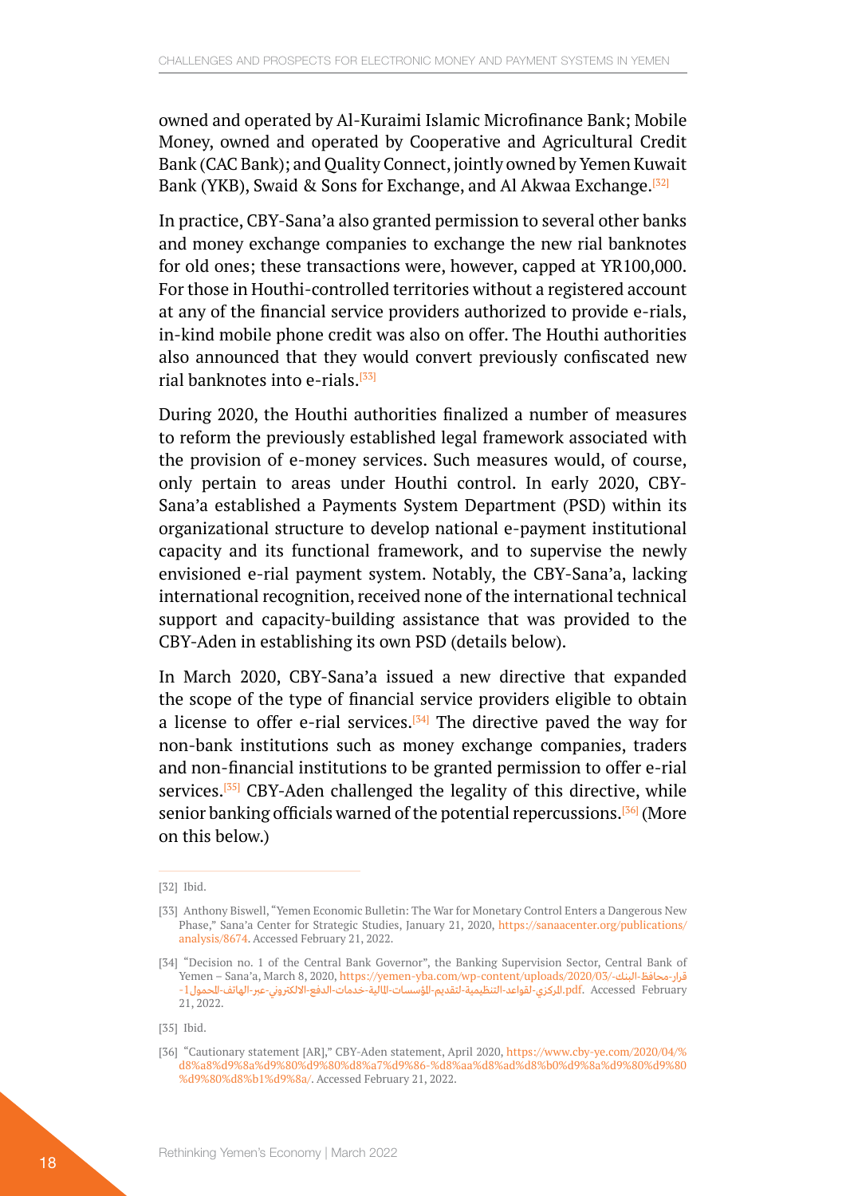owned and operated by Al-Kuraimi Islamic Microfinance Bank; Mobile Money, owned and operated by Cooperative and Agricultural Credit Bank (CAC Bank); and Quality Connect, jointly owned by Yemen Kuwait Bank (YKB), Swaid & Sons for Exchange, and Al Akwaa Exchange.[32]

In practice, CBY-Sana'a also granted permission to several other banks and money exchange companies to exchange the new rial banknotes for old ones; these transactions were, however, capped at YR100,000. For those in Houthi-controlled territories without a registered account at any of the financial service providers authorized to provide e-rials, in-kind mobile phone credit was also on offer. The Houthi authorities also announced that they would convert previously confiscated new rial banknotes into e-rials.[33]

During 2020, the Houthi authorities finalized a number of measures to reform the previously established legal framework associated with the provision of e-money services. Such measures would, of course, only pertain to areas under Houthi control. In early 2020, CBY-Sana'a established a Payments System Department (PSD) within its organizational structure to develop national e-payment institutional capacity and its functional framework, and to supervise the newly envisioned e-rial payment system. Notably, the CBY-Sana'a, lacking international recognition, received none of the international technical support and capacity-building assistance that was provided to the CBY-Aden in establishing its own PSD (details below).

In March 2020, CBY-Sana'a issued a new directive that expanded the scope of the type of financial service providers eligible to obtain a license to offer e-rial services.[34] The directive paved the way for non-bank institutions such as money exchange companies, traders and non-financial institutions to be granted permission to offer e-rial services.[35] CBY-Aden challenged the legality of this directive, while senior banking officials warned of the potential repercussions.[36] (More on this below.)

---

[32] Ibid.

[33] Anthony Biswell, "Yemen Economic Bulletin: The War for Monetary Control Enters a Dangerous New Phase," Sana'a Center for Strategic Studies, January 21, 2020, https://sanaacenter.org/publications/analysis/8674. Accessed February 21, 2022.

[34] "Decision no. 1 of the Central Bank Governor", the Banking Supervision Sector, Central Bank of Yemen – Sana'a, March 8, 2020, https://yemen-yba.com/wp-content/uploads/2020/03/-قرار-محافظ-البنك-المركزي-لقواعد-التنظيمية-لتقديم-المؤسسات-المالية-خدمات-الدفع-الالكتروني-عبر-الهاتف-المحمول1.pdf. Accessed February 21, 2022.

[35] Ibid.

[36] "Cautionary statement [AR]," CBY-Aden statement, April 2020, https://www.cby-ye.com/2020/04/%d8%a8%d9%8a%d9%80%d9%80%d8%a7%d9%86-%d8%aa%d8%ad%d8%b0%d9%8a%d9%80%d9%80%d9%80%d8%b1%d9%8a/. Accessed February 21, 2022.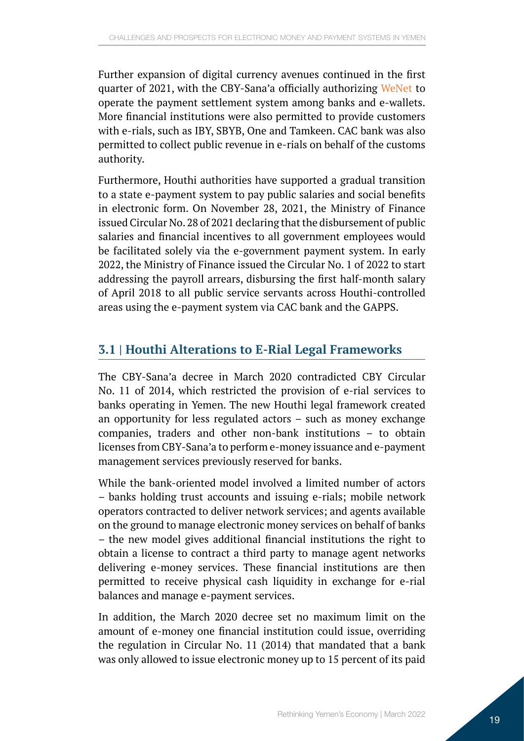Further expansion of digital currency avenues continued in the first quarter of 2021, with the CBY-Sana'a officially authorizing WeNet to operate the payment settlement system among banks and e-wallets. More financial institutions were also permitted to provide customers with e-rials, such as IBY, SBYB, One and Tamkeen. CAC bank was also permitted to collect public revenue in e-rials on behalf of the customs authority.

Furthermore, Houthi authorities have supported a gradual transition to a state e-payment system to pay public salaries and social benefits in electronic form. On November 28, 2021, the Ministry of Finance issued Circular No. 28 of 2021 declaring that the disbursement of public salaries and financial incentives to all government employees would be facilitated solely via the e-government payment system. In early 2022, the Ministry of Finance issued the Circular No. 1 of 2022 to start addressing the payroll arrears, disbursing the first half-month salary of April 2018 to all public service servants across Houthi-controlled areas using the e-payment system via CAC bank and the GAPPS.

## 3.1 | Houthi Alterations to E-Rial Legal Frameworks

The CBY-Sana'a decree in March 2020 contradicted CBY Circular No. 11 of 2014, which restricted the provision of e-rial services to banks operating in Yemen. The new Houthi legal framework created an opportunity for less regulated actors – such as money exchange companies, traders and other non-bank institutions – to obtain licenses from CBY-Sana'a to perform e-money issuance and e-payment management services previously reserved for banks.

While the bank-oriented model involved a limited number of actors – banks holding trust accounts and issuing e-rials; mobile network operators contracted to deliver network services; and agents available on the ground to manage electronic money services on behalf of banks – the new model gives additional financial institutions the right to obtain a license to contract a third party to manage agent networks delivering e-money services. These financial institutions are then permitted to receive physical cash liquidity in exchange for e-rial balances and manage e-payment services.

In addition, the March 2020 decree set no maximum limit on the amount of e-money one financial institution could issue, overriding the regulation in Circular No. 11 (2014) that mandated that a bank was only allowed to issue electronic money up to 15 percent of its paid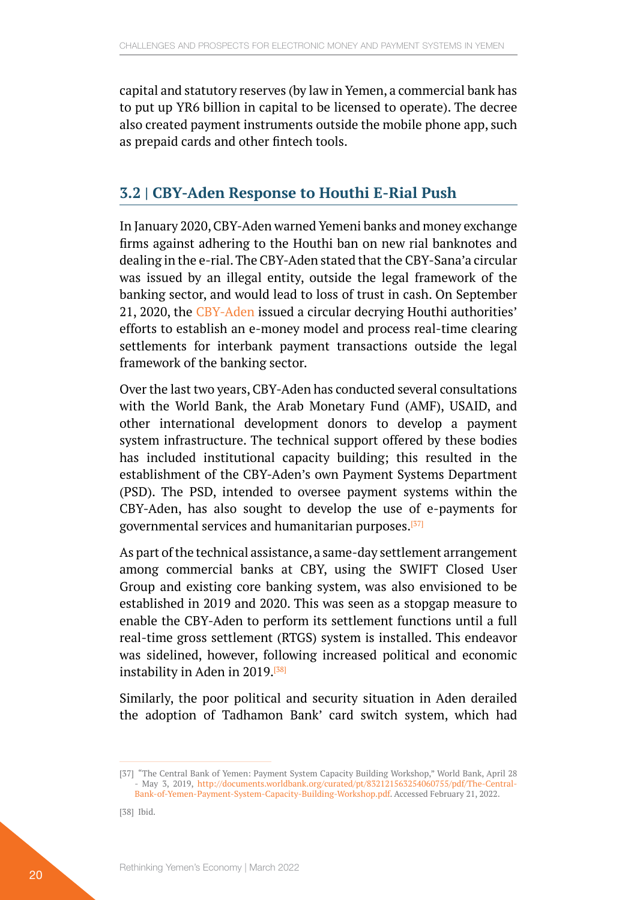capital and statutory reserves (by law in Yemen, a commercial bank has to put up YR6 billion in capital to be licensed to operate). The decree also created payment instruments outside the mobile phone app, such as prepaid cards and other fintech tools.

## 3.2 | CBY-Aden Response to Houthi E-Rial Push

In January 2020, CBY-Aden warned Yemeni banks and money exchange firms against adhering to the Houthi ban on new rial banknotes and dealing in the e-rial. The CBY-Aden stated that the CBY-Sana'a circular was issued by an illegal entity, outside the legal framework of the banking sector, and would lead to loss of trust in cash. On September 21, 2020, the CBY-Aden issued a circular decrying Houthi authorities' efforts to establish an e-money model and process real-time clearing settlements for interbank payment transactions outside the legal framework of the banking sector.

Over the last two years, CBY-Aden has conducted several consultations with the World Bank, the Arab Monetary Fund (AMF), USAID, and other international development donors to develop a payment system infrastructure. The technical support offered by these bodies has included institutional capacity building; this resulted in the establishment of the CBY-Aden's own Payment Systems Department (PSD). The PSD, intended to oversee payment systems within the CBY-Aden, has also sought to develop the use of e-payments for governmental services and humanitarian purposes.[37]

As part of the technical assistance, a same-day settlement arrangement among commercial banks at CBY, using the SWIFT Closed User Group and existing core banking system, was also envisioned to be established in 2019 and 2020. This was seen as a stopgap measure to enable the CBY-Aden to perform its settlement functions until a full real-time gross settlement (RTGS) system is installed. This endeavor was sidelined, however, following increased political and economic instability in Aden in 2019.[38]

Similarly, the poor political and security situation in Aden derailed the adoption of Tadhamon Bank' card switch system, which had

---

[37] "The Central Bank of Yemen: Payment System Capacity Building Workshop," World Bank, April 28 - May 3, 2019, http://documents.worldbank.org/curated/pt/832121563254060755/pdf/The-Central-Bank-of-Yemen-Payment-System-Capacity-Building-Workshop.pdf. Accessed February 21, 2022.

[38] Ibid.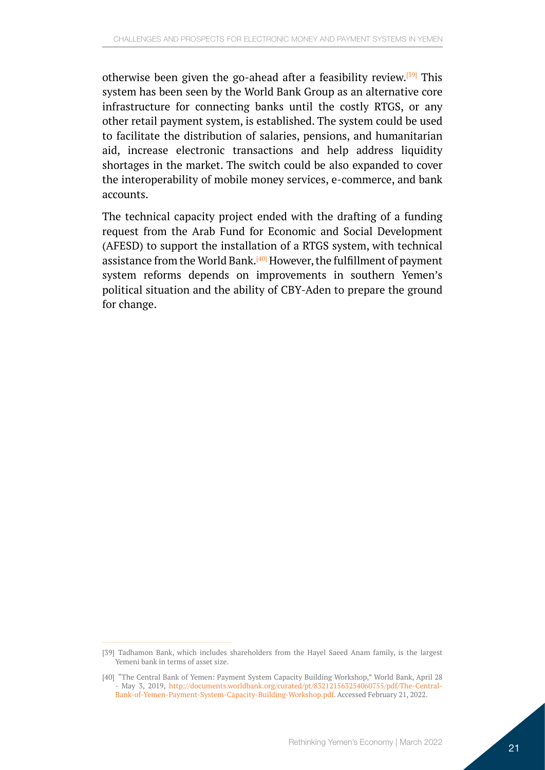otherwise been given the go-ahead after a feasibility review.[39] This system has been seen by the World Bank Group as an alternative core infrastructure for connecting banks until the costly RTGS, or any other retail payment system, is established. The system could be used to facilitate the distribution of salaries, pensions, and humanitarian aid, increase electronic transactions and help address liquidity shortages in the market. The switch could be also expanded to cover the interoperability of mobile money services, e-commerce, and bank accounts.

The technical capacity project ended with the drafting of a funding request from the Arab Fund for Economic and Social Development (AFESD) to support the installation of a RTGS system, with technical assistance from the World Bank.[40] However, the fulfillment of payment system reforms depends on improvements in southern Yemen's political situation and the ability of CBY-Aden to prepare the ground for change.

---

[39] Tadhamon Bank, which includes shareholders from the Hayel Saeed Anam family, is the largest Yemeni bank in terms of asset size.

[40] "The Central Bank of Yemen: Payment System Capacity Building Workshop," World Bank, April 28 - May 3, 2019, http://documents.worldbank.org/curated/pt/832121563254060755/pdf/The-Central-Bank-of-Yemen-Payment-System-Capacity-Building-Workshop.pdf. Accessed February 21, 2022.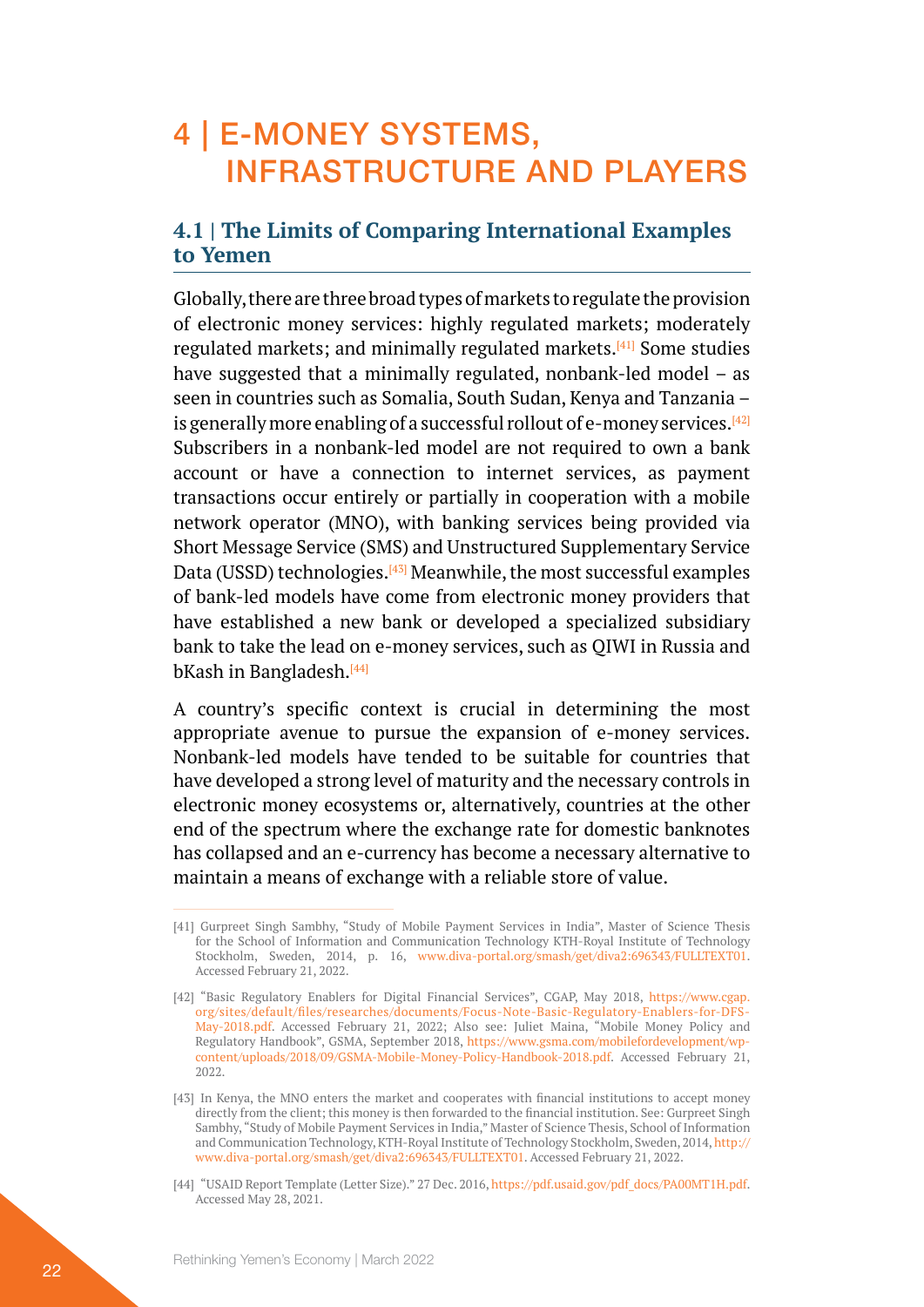# 4 | E-MONEY SYSTEMS, INFRASTRUCTURE AND PLAYERS

## 4.1 | The Limits of Comparing International Examples to Yemen

Globally, there are three broad types of markets to regulate the provision of electronic money services: highly regulated markets; moderately regulated markets; and minimally regulated markets.[41] Some studies have suggested that a minimally regulated, nonbank-led model – as seen in countries such as Somalia, South Sudan, Kenya and Tanzania – is generally more enabling of a successful rollout of e-money services.[42] Subscribers in a nonbank-led model are not required to own a bank account or have a connection to internet services, as payment transactions occur entirely or partially in cooperation with a mobile network operator (MNO), with banking services being provided via Short Message Service (SMS) and Unstructured Supplementary Service Data (USSD) technologies.[43] Meanwhile, the most successful examples of bank-led models have come from electronic money providers that have established a new bank or developed a specialized subsidiary bank to take the lead on e-money services, such as QIWI in Russia and bKash in Bangladesh.[44]

A country's specific context is crucial in determining the most appropriate avenue to pursue the expansion of e-money services. Nonbank-led models have tended to be suitable for countries that have developed a strong level of maturity and the necessary controls in electronic money ecosystems or, alternatively, countries at the other end of the spectrum where the exchange rate for domestic banknotes has collapsed and an e-currency has become a necessary alternative to maintain a means of exchange with a reliable store of value.

---

[41] Gurpreet Singh Sambhy, "Study of Mobile Payment Services in India", Master of Science Thesis for the School of Information and Communication Technology KTH-Royal Institute of Technology Stockholm, Sweden, 2014, p. 16, www.diva-portal.org/smash/get/diva2:696343/FULLTEXT01. Accessed February 21, 2022.

[42] "Basic Regulatory Enablers for Digital Financial Services", CGAP, May 2018, https://www.cgap.org/sites/default/files/researches/documents/Focus-Note-Basic-Regulatory-Enablers-for-DFS-May-2018.pdf. Accessed February 21, 2022; Also see: Juliet Maina, "Mobile Money Policy and Regulatory Handbook", GSMA, September 2018, https://www.gsma.com/mobilefordevelopment/wp-content/uploads/2018/09/GSMA-Mobile-Money-Policy-Handbook-2018.pdf. Accessed February 21, 2022.

[43] In Kenya, the MNO enters the market and cooperates with financial institutions to accept money directly from the client; this money is then forwarded to the financial institution. See: Gurpreet Singh Sambhy, "Study of Mobile Payment Services in India," Master of Science Thesis, School of Information and Communication Technology, KTH-Royal Institute of Technology Stockholm, Sweden, 2014, http://www.diva-portal.org/smash/get/diva2:696343/FULLTEXT01. Accessed February 21, 2022.

[44] "USAID Report Template (Letter Size)." 27 Dec. 2016, https://pdf.usaid.gov/pdf_docs/PA00MT1H.pdf. Accessed May 28, 2021.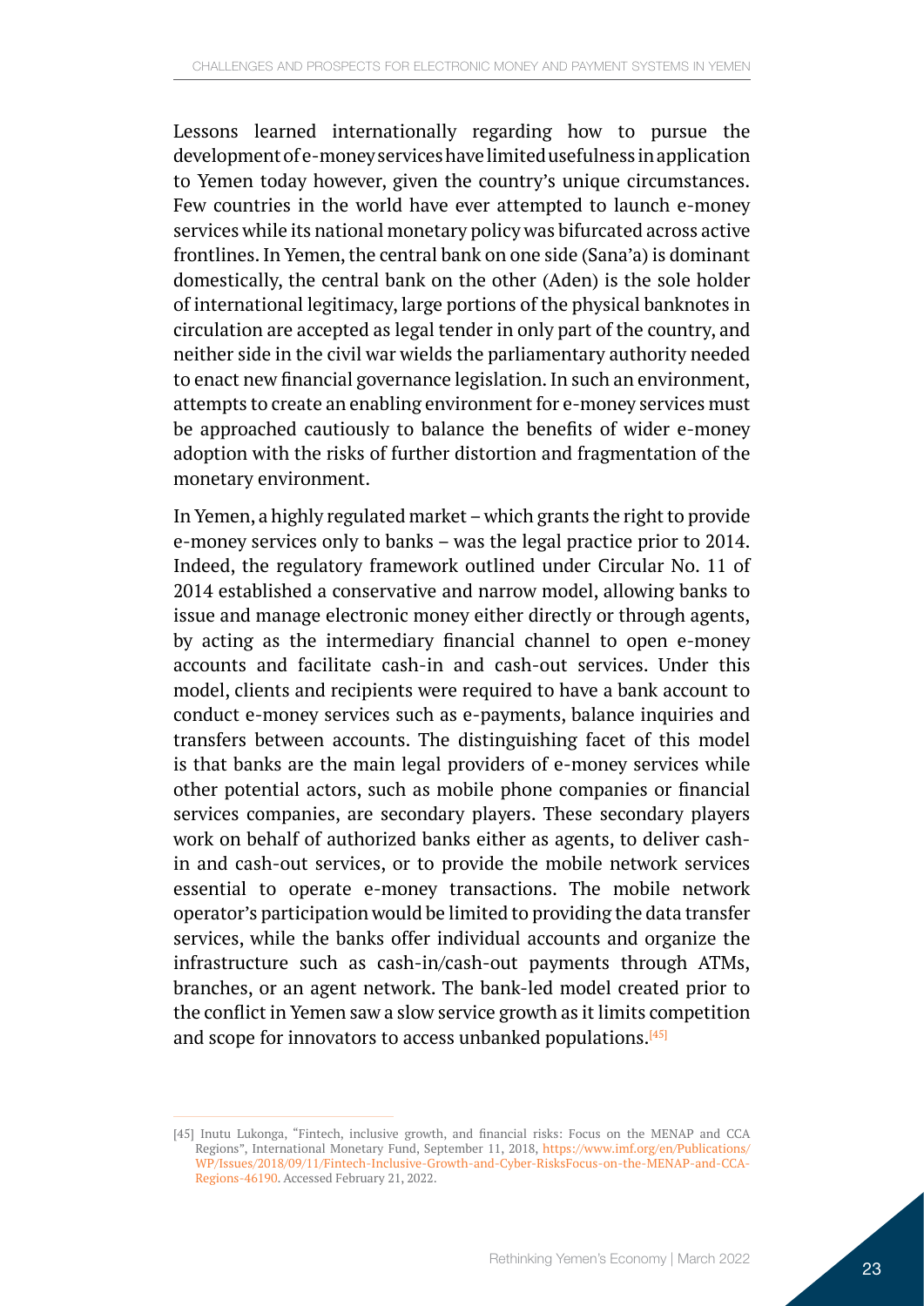Lessons learned internationally regarding how to pursue the development of e-money services have limited usefulness in application to Yemen today however, given the country's unique circumstances. Few countries in the world have ever attempted to launch e-money services while its national monetary policy was bifurcated across active frontlines. In Yemen, the central bank on one side (Sana'a) is dominant domestically, the central bank on the other (Aden) is the sole holder of international legitimacy, large portions of the physical banknotes in circulation are accepted as legal tender in only part of the country, and neither side in the civil war wields the parliamentary authority needed to enact new financial governance legislation. In such an environment, attempts to create an enabling environment for e-money services must be approached cautiously to balance the benefits of wider e-money adoption with the risks of further distortion and fragmentation of the monetary environment.

In Yemen, a highly regulated market – which grants the right to provide e-money services only to banks – was the legal practice prior to 2014. Indeed, the regulatory framework outlined under Circular No. 11 of 2014 established a conservative and narrow model, allowing banks to issue and manage electronic money either directly or through agents, by acting as the intermediary financial channel to open e-money accounts and facilitate cash-in and cash-out services. Under this model, clients and recipients were required to have a bank account to conduct e-money services such as e-payments, balance inquiries and transfers between accounts. The distinguishing facet of this model is that banks are the main legal providers of e-money services while other potential actors, such as mobile phone companies or financial services companies, are secondary players. These secondary players work on behalf of authorized banks either as agents, to deliver cash-in and cash-out services, or to provide the mobile network services essential to operate e-money transactions. The mobile network operator's participation would be limited to providing the data transfer services, while the banks offer individual accounts and organize the infrastructure such as cash-in/cash-out payments through ATMs, branches, or an agent network. The bank-led model created prior to the conflict in Yemen saw a slow service growth as it limits competition and scope for innovators to access unbanked populations.[45]

---

[45] Inutu Lukonga, "Fintech, inclusive growth, and financial risks: Focus on the MENAP and CCA Regions", International Monetary Fund, September 11, 2018, https://www.imf.org/en/Publications/WP/Issues/2018/09/11/Fintech-Inclusive-Growth-and-Cyber-RisksFocus-on-the-MENAP-and-CCA-Regions-46190. Accessed February 21, 2022.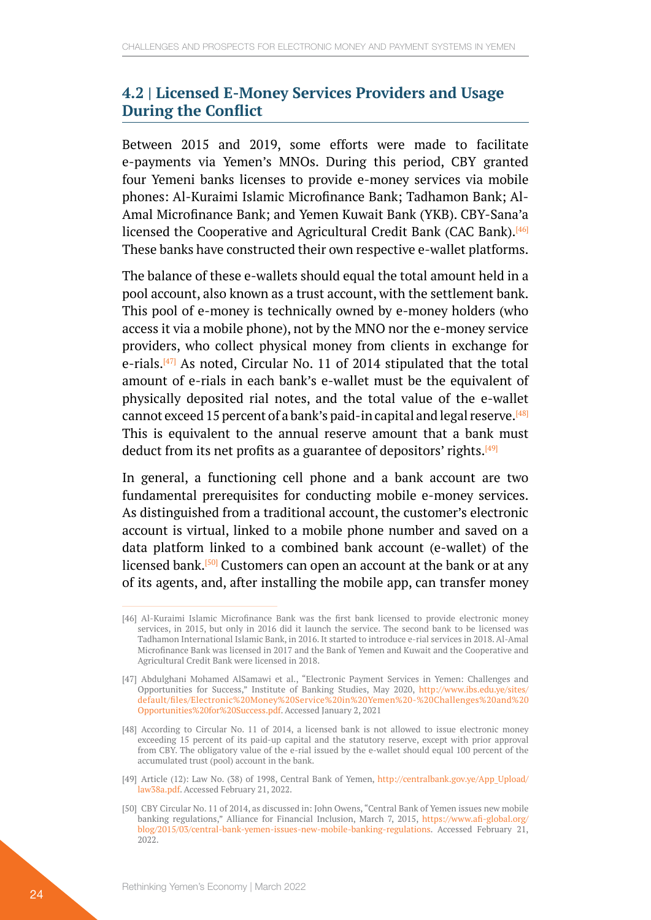## 4.2 | Licensed E-Money Services Providers and Usage During the Conflict

Between 2015 and 2019, some efforts were made to facilitate e-payments via Yemen's MNOs. During this period, CBY granted four Yemeni banks licenses to provide e-money services via mobile phones: Al-Kuraimi Islamic Microfinance Bank; Tadhamon Bank; Al-Amal Microfinance Bank; and Yemen Kuwait Bank (YKB). CBY-Sana'a licensed the Cooperative and Agricultural Credit Bank (CAC Bank).[46] These banks have constructed their own respective e-wallet platforms.

The balance of these e-wallets should equal the total amount held in a pool account, also known as a trust account, with the settlement bank. This pool of e-money is technically owned by e-money holders (who access it via a mobile phone), not by the MNO nor the e-money service providers, who collect physical money from clients in exchange for e-rials.[47] As noted, Circular No. 11 of 2014 stipulated that the total amount of e-rials in each bank's e-wallet must be the equivalent of physically deposited rial notes, and the total value of the e-wallet cannot exceed 15 percent of a bank's paid-in capital and legal reserve.[48] This is equivalent to the annual reserve amount that a bank must deduct from its net profits as a guarantee of depositors' rights.[49]

In general, a functioning cell phone and a bank account are two fundamental prerequisites for conducting mobile e-money services. As distinguished from a traditional account, the customer's electronic account is virtual, linked to a mobile phone number and saved on a data platform linked to a combined bank account (e-wallet) of the licensed bank.[50] Customers can open an account at the bank or at any of its agents, and, after installing the mobile app, can transfer money

---

[46] Al-Kuraimi Islamic Microfinance Bank was the first bank licensed to provide electronic money services, in 2015, but only in 2016 did it launch the service. The second bank to be licensed was Tadhamon International Islamic Bank, in 2016. It started to introduce e-rial services in 2018. Al-Amal Microfinance Bank was licensed in 2017 and the Bank of Yemen and Kuwait and the Cooperative and Agricultural Credit Bank were licensed in 2018.

[47] Abdulghani Mohamed AlSamawi et al., "Electronic Payment Services in Yemen: Challenges and Opportunities for Success," Institute of Banking Studies, May 2020, http://www.ibs.edu.ye/sites/default/files/Electronic%20Money%20Service%20in%20Yemen%20-%20Challenges%20and%20Opportunities%20for%20Success.pdf. Accessed January 2, 2021

[48] According to Circular No. 11 of 2014, a licensed bank is not allowed to issue electronic money exceeding 15 percent of its paid-up capital and the statutory reserve, except with prior approval from CBY. The obligatory value of the e-rial issued by the e-wallet should equal 100 percent of the accumulated trust (pool) account in the bank.

[49] Article (12): Law No. (38) of 1998, Central Bank of Yemen, http://centralbank.gov.ye/App_Upload/law38a.pdf. Accessed February 21, 2022.

[50] CBY Circular No. 11 of 2014, as discussed in: John Owens, "Central Bank of Yemen issues new mobile banking regulations," Alliance for Financial Inclusion, March 7, 2015, https://www.afi-global.org/blog/2015/03/central-bank-yemen-issues-new-mobile-banking-regulations. Accessed February 21, 2022.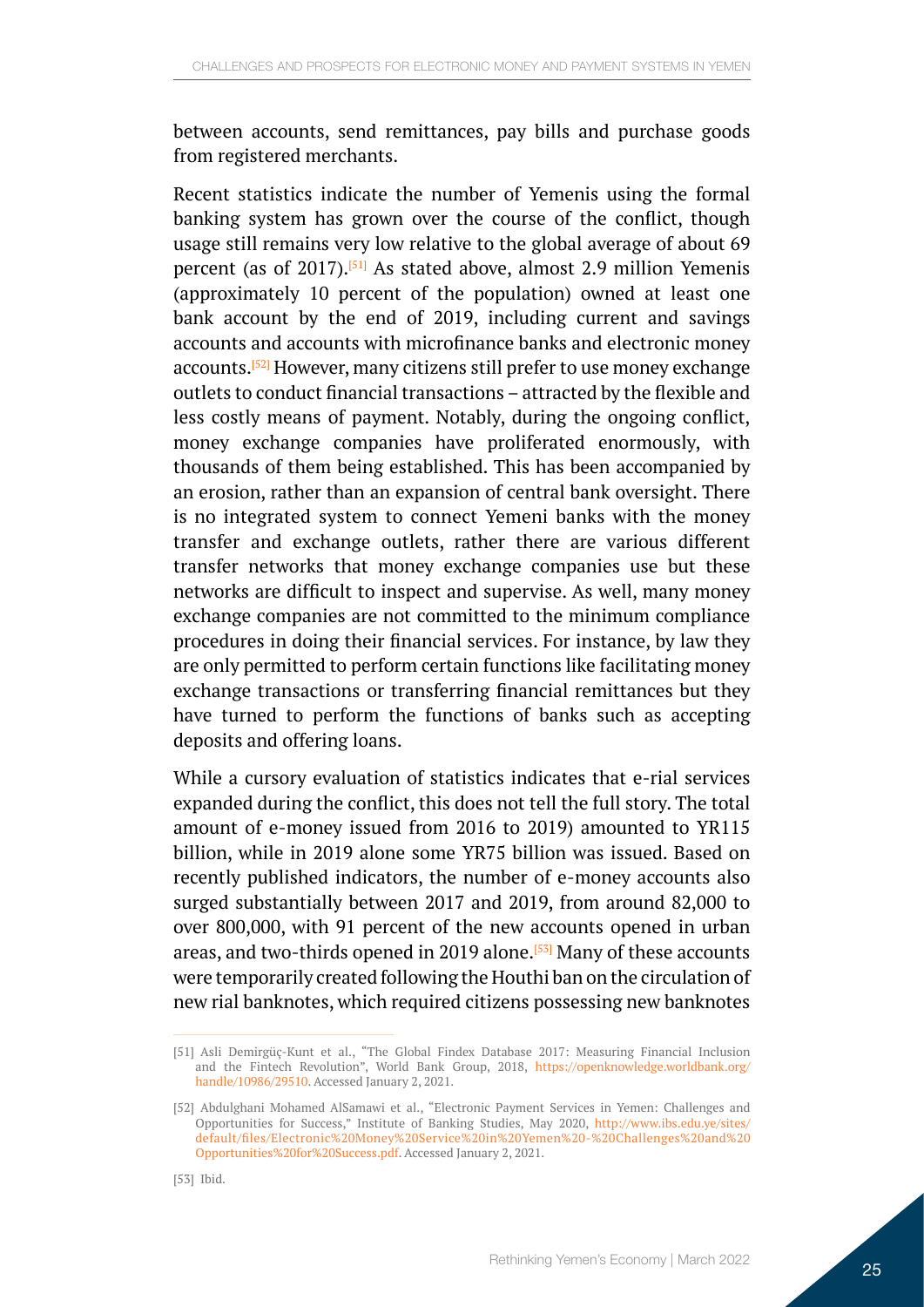between accounts, send remittances, pay bills and purchase goods from registered merchants.

Recent statistics indicate the number of Yemenis using the formal banking system has grown over the course of the conflict, though usage still remains very low relative to the global average of about 69 percent (as of 2017).[51] As stated above, almost 2.9 million Yemenis (approximately 10 percent of the population) owned at least one bank account by the end of 2019, including current and savings accounts and accounts with microfinance banks and electronic money accounts.[52] However, many citizens still prefer to use money exchange outlets to conduct financial transactions – attracted by the flexible and less costly means of payment. Notably, during the ongoing conflict, money exchange companies have proliferated enormously, with thousands of them being established. This has been accompanied by an erosion, rather than an expansion of central bank oversight. There is no integrated system to connect Yemeni banks with the money transfer and exchange outlets, rather there are various different transfer networks that money exchange companies use but these networks are difficult to inspect and supervise. As well, many money exchange companies are not committed to the minimum compliance procedures in doing their financial services. For instance, by law they are only permitted to perform certain functions like facilitating money exchange transactions or transferring financial remittances but they have turned to perform the functions of banks such as accepting deposits and offering loans.

While a cursory evaluation of statistics indicates that e-rial services expanded during the conflict, this does not tell the full story. The total amount of e-money issued from 2016 to 2019) amounted to YR115 billion, while in 2019 alone some YR75 billion was issued. Based on recently published indicators, the number of e-money accounts also surged substantially between 2017 and 2019, from around 82,000 to over 800,000, with 91 percent of the new accounts opened in urban areas, and two-thirds opened in 2019 alone.[53] Many of these accounts were temporarily created following the Houthi ban on the circulation of new rial banknotes, which required citizens possessing new banknotes

---

[51] Asli Demirgüç-Kunt et al., "The Global Findex Database 2017: Measuring Financial Inclusion and the Fintech Revolution", World Bank Group, 2018, https://openknowledge.worldbank.org/handle/10986/29510. Accessed January 2, 2021.

[52] Abdulghani Mohamed AlSamawi et al., "Electronic Payment Services in Yemen: Challenges and Opportunities for Success," Institute of Banking Studies, May 2020, http://www.ibs.edu.ye/sites/default/files/Electronic%20Money%20Service%20in%20Yemen%20-%20Challenges%20and%20Opportunities%20for%20Success.pdf. Accessed January 2, 2021.

[53] Ibid.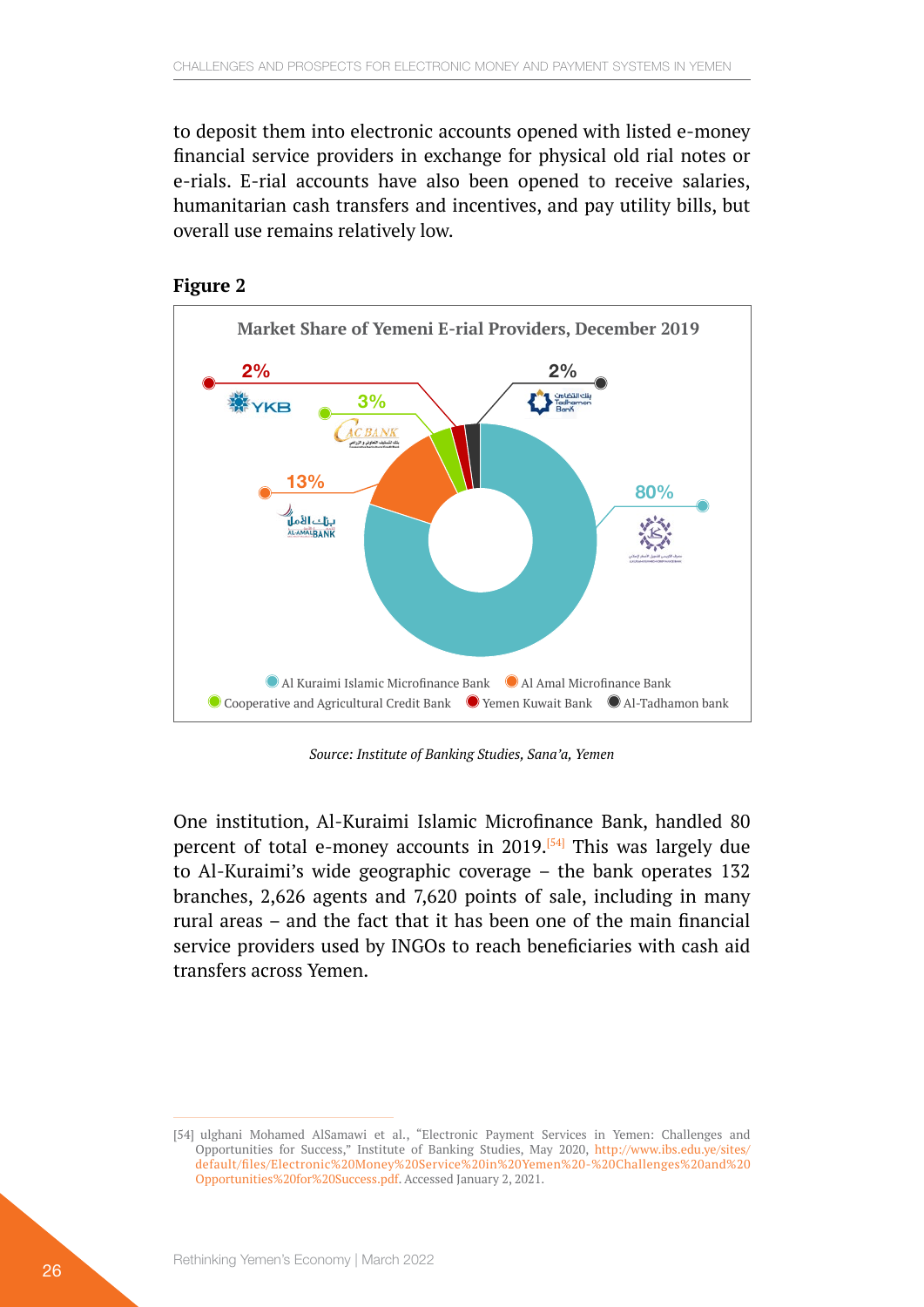to deposit them into electronic accounts opened with listed e-money financial service providers in exchange for physical old rial notes or e-rials. E-rial accounts have also been opened to receive salaries, humanitarian cash transfers and incentives, and pay utility bills, but overall use remains relatively low.

**Figure 2**

Market Share of Yemeni E-rial Providers, December 2019

| Provider | Market Share |
|---|---|
| Al Kuraimi Islamic Microfinance Bank | 80% |
| Al Amal Microfinance Bank | 13% |
| Cooperative and Agricultural Credit Bank | 3% |
| Yemen Kuwait Bank | 2% |
| Al-Tadhamon bank | 2% |

*Source: Institute of Banking Studies, Sana'a, Yemen*

One institution, Al-Kuraimi Islamic Microfinance Bank, handled 80 percent of total e-money accounts in 2019.[54] This was largely due to Al-Kuraimi's wide geographic coverage – the bank operates 132 branches, 2,626 agents and 7,620 points of sale, including in many rural areas – and the fact that it has been one of the main financial service providers used by INGOs to reach beneficiaries with cash aid transfers across Yemen.

[54] ulghani Mohamed AlSamawi et al., "Electronic Payment Services in Yemen: Challenges and Opportunities for Success," Institute of Banking Studies, May 2020, http://www.ibs.edu.ye/sites/default/files/Electronic%20Money%20Service%20in%20Yemen%20-%20Challenges%20and%20Opportunities%20for%20Success.pdf. Accessed January 2, 2021.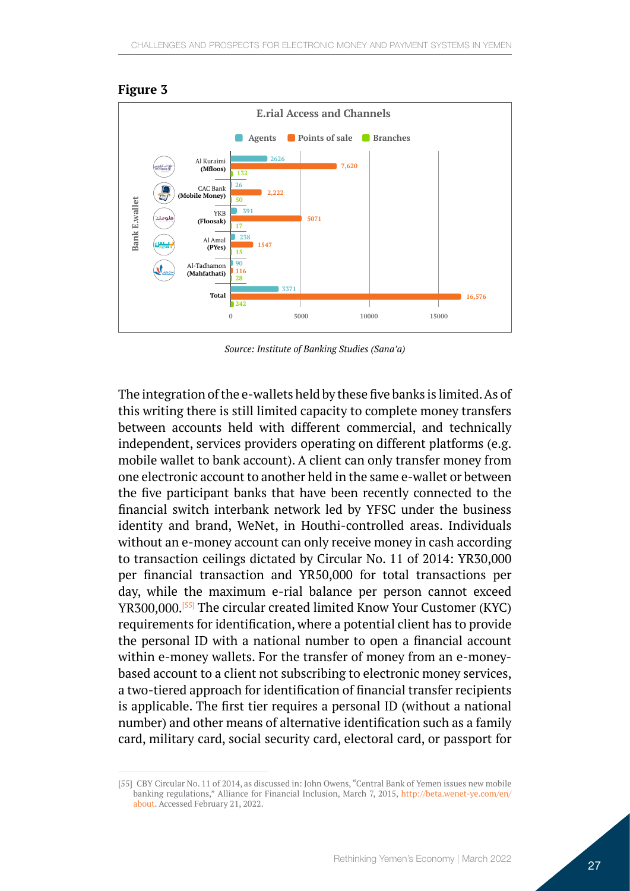**Figure 3**

**E.rial Access and Channels**

| Bank E.wallet | Agents | Points of sale | Branches |
|---|---|---|---|
| Al Kuraimi (Mfloos) | 2626 | 7,620 | 132 |
| CAC Bank (Mobile Money) | 26 | 2,222 | 50 |
| YKB (Floosak) | 391 | 5071 | 17 |
| Al Amal (PYes) | 238 | 1547 | 15 |
| Al-Tadhamon (Mahfathati) | 90 | 116 | 28 |
| Total | 3371 | 16,576 | 242 |

*Source: Institute of Banking Studies (Sana'a)*

The integration of the e-wallets held by these five banks is limited. As of this writing there is still limited capacity to complete money transfers between accounts held with different commercial, and technically independent, services providers operating on different platforms (e.g. mobile wallet to bank account). A client can only transfer money from one electronic account to another held in the same e-wallet or between the five participant banks that have been recently connected to the financial switch interbank network led by YFSC under the business identity and brand, WeNet, in Houthi-controlled areas. Individuals without an e-money account can only receive money in cash according to transaction ceilings dictated by Circular No. 11 of 2014: YR30,000 per financial transaction and YR50,000 for total transactions per day, while the maximum e-rial balance per person cannot exceed YR300,000.[55] The circular created limited Know Your Customer (KYC) requirements for identification, where a potential client has to provide the personal ID with a national number to open a financial account within e-money wallets. For the transfer of money from an e-money-based account to a client not subscribing to electronic money services, a two-tiered approach for identification of financial transfer recipients is applicable. The first tier requires a personal ID (without a national number) and other means of alternative identification such as a family card, military card, social security card, electoral card, or passport for

[55] CBY Circular No. 11 of 2014, as discussed in: John Owens, "Central Bank of Yemen issues new mobile banking regulations," Alliance for Financial Inclusion, March 7, 2015, http://beta.wenet-ye.com/en/about. Accessed February 21, 2022.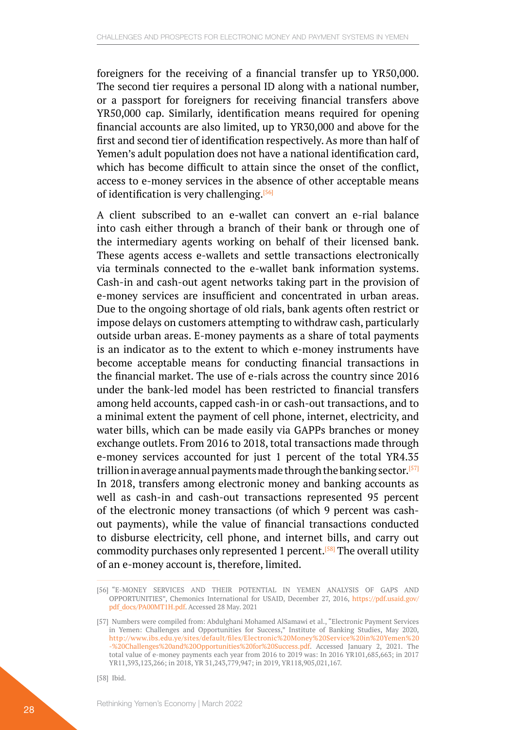foreigners for the receiving of a financial transfer up to YR50,000. The second tier requires a personal ID along with a national number, or a passport for foreigners for receiving financial transfers above YR50,000 cap. Similarly, identification means required for opening financial accounts are also limited, up to YR30,000 and above for the first and second tier of identification respectively. As more than half of Yemen's adult population does not have a national identification card, which has become difficult to attain since the onset of the conflict, access to e-money services in the absence of other acceptable means of identification is very challenging.[56]

A client subscribed to an e-wallet can convert an e-rial balance into cash either through a branch of their bank or through one of the intermediary agents working on behalf of their licensed bank. These agents access e-wallets and settle transactions electronically via terminals connected to the e-wallet bank information systems. Cash-in and cash-out agent networks taking part in the provision of e-money services are insufficient and concentrated in urban areas. Due to the ongoing shortage of old rials, bank agents often restrict or impose delays on customers attempting to withdraw cash, particularly outside urban areas. E-money payments as a share of total payments is an indicator as to the extent to which e-money instruments have become acceptable means for conducting financial transactions in the financial market. The use of e-rials across the country since 2016 under the bank-led model has been restricted to financial transfers among held accounts, capped cash-in or cash-out transactions, and to a minimal extent the payment of cell phone, internet, electricity, and water bills, which can be made easily via GAPPs branches or money exchange outlets. From 2016 to 2018, total transactions made through e-money services accounted for just 1 percent of the total YR4.35 trillion in average annual payments made through the banking sector.[57] In 2018, transfers among electronic money and banking accounts as well as cash-in and cash-out transactions represented 95 percent of the electronic money transactions (of which 9 percent was cash-out payments), while the value of financial transactions conducted to disburse electricity, cell phone, and internet bills, and carry out commodity purchases only represented 1 percent.[58] The overall utility of an e-money account is, therefore, limited.

---

[56] "E-MONEY SERVICES AND THEIR POTENTIAL IN YEMEN ANALYSIS OF GAPS AND OPPORTUNITIES", Chemonics International for USAID, December 27, 2016, https://pdf.usaid.gov/pdf_docs/PA00MT1H.pdf. Accessed 28 May. 2021

[57] Numbers were compiled from: Abdulghani Mohamed AlSamawi et al., "Electronic Payment Services in Yemen: Challenges and Opportunities for Success," Institute of Banking Studies, May 2020, http://www.ibs.edu.ye/sites/default/files/Electronic%20Money%20Service%20in%20Yemen%20-%20Challenges%20and%20Opportunities%20for%20Success.pdf. Accessed January 2, 2021. The total value of e-money payments each year from 2016 to 2019 was: In 2016 YR101,685,663; in 2017 YR11,393,123,266; in 2018, YR 31,243,779,947; in 2019, YR118,905,021,167.

[58] Ibid.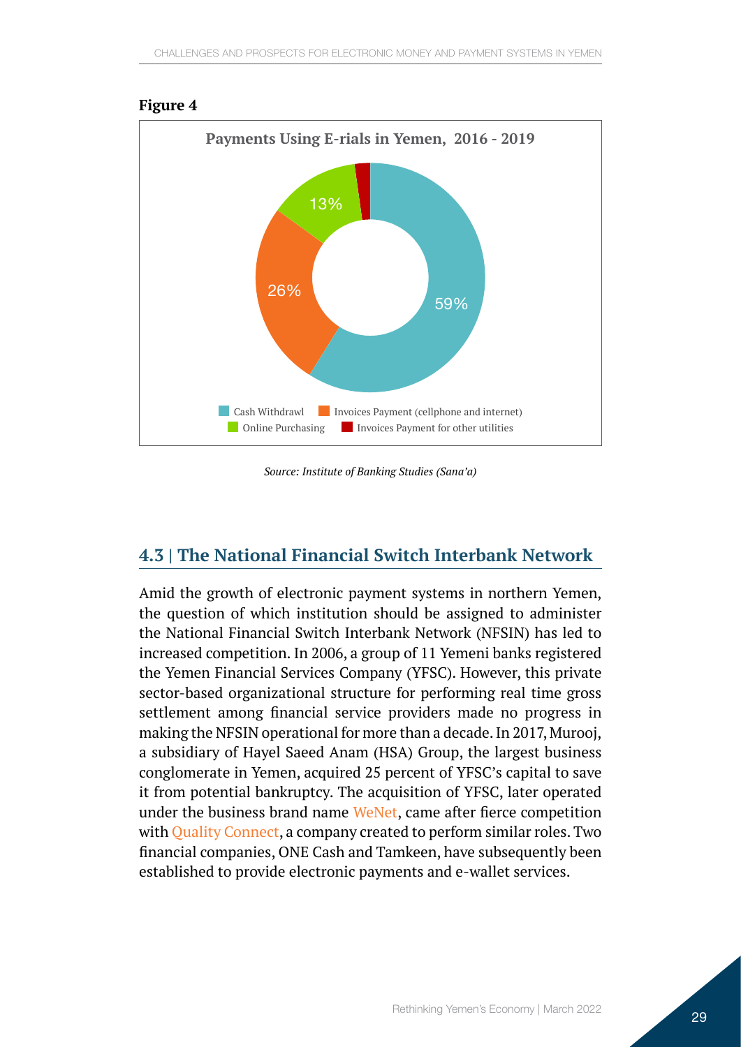**Figure 4**

**Payments Using E-rials in Yemen, 2016 - 2019**

| Category | Share |
|---|---|
| Cash Withdrawl | 59% |
| Invoices Payment (cellphone and internet) | 26% |
| Online Purchasing | 13% |
| Invoices Payment for other utilities | |

*Source: Institute of Banking Studies (Sana'a)*

## 4.3 | The National Financial Switch Interbank Network

Amid the growth of electronic payment systems in northern Yemen, the question of which institution should be assigned to administer the National Financial Switch Interbank Network (NFSIN) has led to increased competition. In 2006, a group of 11 Yemeni banks registered the Yemen Financial Services Company (YFSC). However, this private sector-based organizational structure for performing real time gross settlement among financial service providers made no progress in making the NFSIN operational for more than a decade. In 2017, Murooj, a subsidiary of Hayel Saeed Anam (HSA) Group, the largest business conglomerate in Yemen, acquired 25 percent of YFSC's capital to save it from potential bankruptcy. The acquisition of YFSC, later operated under the business brand name WeNet, came after fierce competition with Quality Connect, a company created to perform similar roles. Two financial companies, ONE Cash and Tamkeen, have subsequently been established to provide electronic payments and e-wallet services.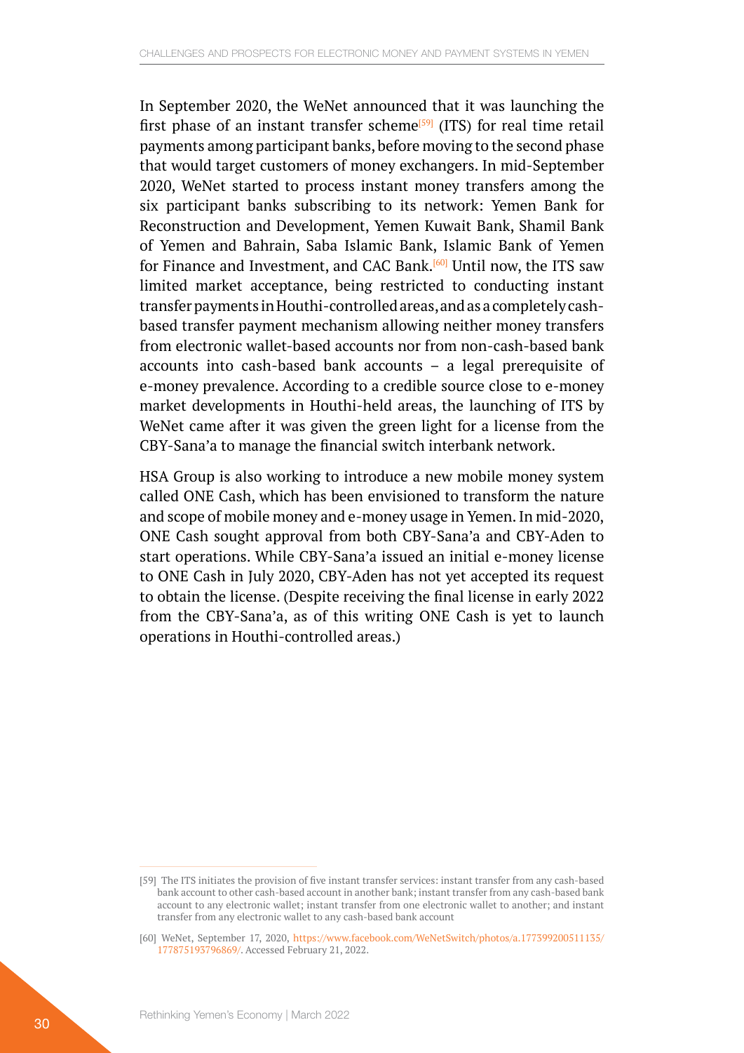In September 2020, the WeNet announced that it was launching the first phase of an instant transfer scheme[59] (ITS) for real time retail payments among participant banks, before moving to the second phase that would target customers of money exchangers. In mid-September 2020, WeNet started to process instant money transfers among the six participant banks subscribing to its network: Yemen Bank for Reconstruction and Development, Yemen Kuwait Bank, Shamil Bank of Yemen and Bahrain, Saba Islamic Bank, Islamic Bank of Yemen for Finance and Investment, and CAC Bank.[60] Until now, the ITS saw limited market acceptance, being restricted to conducting instant transfer payments in Houthi-controlled areas, and as a completely cash-based transfer payment mechanism allowing neither money transfers from electronic wallet-based accounts nor from non-cash-based bank accounts into cash-based bank accounts – a legal prerequisite of e-money prevalence. According to a credible source close to e-money market developments in Houthi-held areas, the launching of ITS by WeNet came after it was given the green light for a license from the CBY-Sana'a to manage the financial switch interbank network.

HSA Group is also working to introduce a new mobile money system called ONE Cash, which has been envisioned to transform the nature and scope of mobile money and e-money usage in Yemen. In mid-2020, ONE Cash sought approval from both CBY-Sana'a and CBY-Aden to start operations. While CBY-Sana'a issued an initial e-money license to ONE Cash in July 2020, CBY-Aden has not yet accepted its request to obtain the license. (Despite receiving the final license in early 2022 from the CBY-Sana'a, as of this writing ONE Cash is yet to launch operations in Houthi-controlled areas.)

---

[59] The ITS initiates the provision of five instant transfer services: instant transfer from any cash-based bank account to other cash-based account in another bank; instant transfer from any cash-based bank account to any electronic wallet; instant transfer from one electronic wallet to another; and instant transfer from any electronic wallet to any cash-based bank account

[60] WeNet, September 17, 2020, https://www.facebook.com/WeNetSwitch/photos/a.177399200511135/177875193796869/. Accessed February 21, 2022.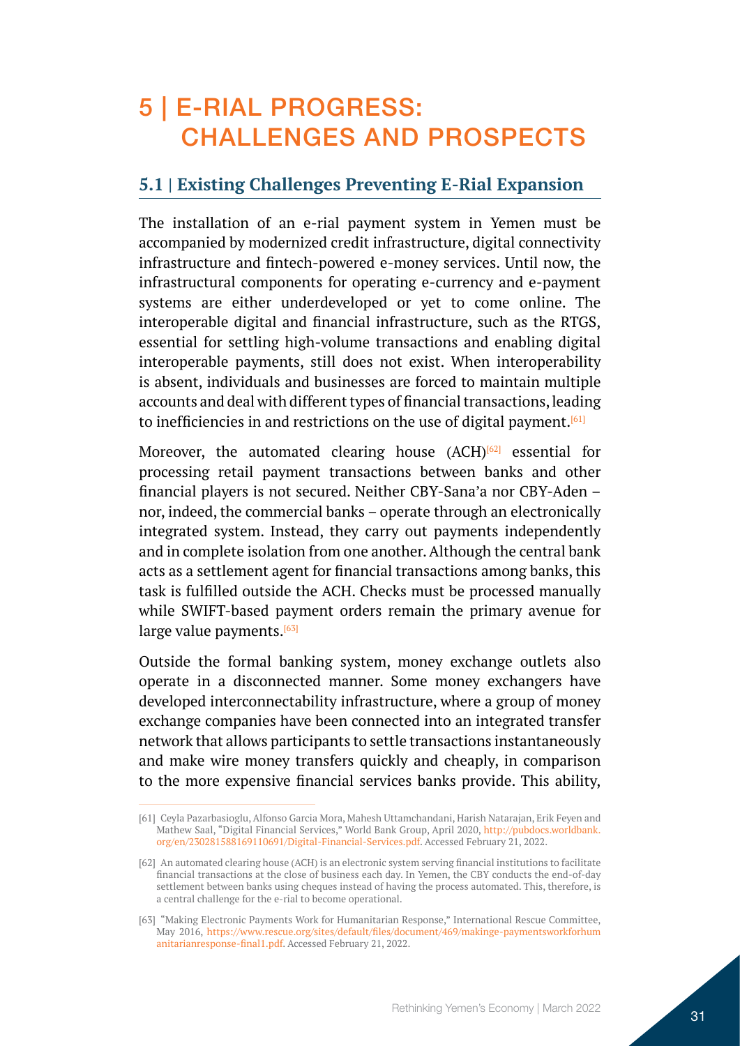# 5 | E-RIAL PROGRESS: CHALLENGES AND PROSPECTS

## 5.1 | Existing Challenges Preventing E-Rial Expansion

The installation of an e-rial payment system in Yemen must be accompanied by modernized credit infrastructure, digital connectivity infrastructure and fintech-powered e-money services. Until now, the infrastructural components for operating e-currency and e-payment systems are either underdeveloped or yet to come online. The interoperable digital and financial infrastructure, such as the RTGS, essential for settling high-volume transactions and enabling digital interoperable payments, still does not exist. When interoperability is absent, individuals and businesses are forced to maintain multiple accounts and deal with different types of financial transactions, leading to inefficiencies in and restrictions on the use of digital payment.[61]

Moreover, the automated clearing house (ACH)[62] essential for processing retail payment transactions between banks and other financial players is not secured. Neither CBY-Sana'a nor CBY-Aden – nor, indeed, the commercial banks – operate through an electronically integrated system. Instead, they carry out payments independently and in complete isolation from one another. Although the central bank acts as a settlement agent for financial transactions among banks, this task is fulfilled outside the ACH. Checks must be processed manually while SWIFT-based payment orders remain the primary avenue for large value payments.[63]

Outside the formal banking system, money exchange outlets also operate in a disconnected manner. Some money exchangers have developed interconnectability infrastructure, where a group of money exchange companies have been connected into an integrated transfer network that allows participants to settle transactions instantaneously and make wire money transfers quickly and cheaply, in comparison to the more expensive financial services banks provide. This ability,

---

[61] Ceyla Pazarbasioglu, Alfonso Garcia Mora, Mahesh Uttamchandani, Harish Natarajan, Erik Feyen and Mathew Saal, "Digital Financial Services," World Bank Group, April 2020, http://pubdocs.worldbank.org/en/230281588169110691/Digital-Financial-Services.pdf. Accessed February 21, 2022.

[62] An automated clearing house (ACH) is an electronic system serving financial institutions to facilitate financial transactions at the close of business each day. In Yemen, the CBY conducts the end-of-day settlement between banks using cheques instead of having the process automated. This, therefore, is a central challenge for the e-rial to become operational.

[63] "Making Electronic Payments Work for Humanitarian Response," International Rescue Committee, May 2016, https://www.rescue.org/sites/default/files/document/469/makinge-paymentsworkforhumanitarianresponse-final1.pdf. Accessed February 21, 2022.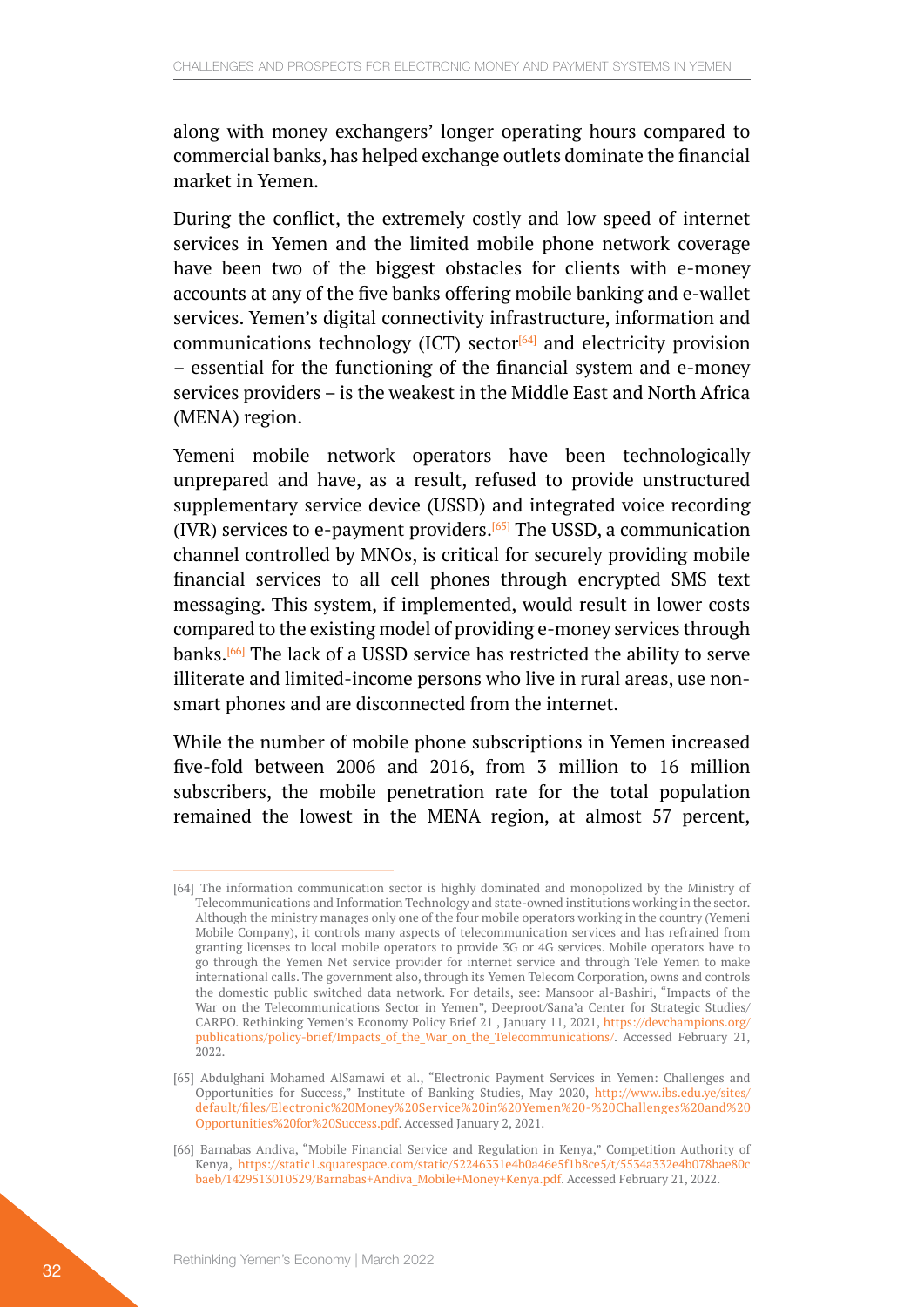along with money exchangers' longer operating hours compared to commercial banks, has helped exchange outlets dominate the financial market in Yemen.

During the conflict, the extremely costly and low speed of internet services in Yemen and the limited mobile phone network coverage have been two of the biggest obstacles for clients with e-money accounts at any of the five banks offering mobile banking and e-wallet services. Yemen's digital connectivity infrastructure, information and communications technology (ICT) sector[64] and electricity provision – essential for the functioning of the financial system and e-money services providers – is the weakest in the Middle East and North Africa (MENA) region.

Yemeni mobile network operators have been technologically unprepared and have, as a result, refused to provide unstructured supplementary service device (USSD) and integrated voice recording (IVR) services to e-payment providers.[65] The USSD, a communication channel controlled by MNOs, is critical for securely providing mobile financial services to all cell phones through encrypted SMS text messaging. This system, if implemented, would result in lower costs compared to the existing model of providing e-money services through banks.[66] The lack of a USSD service has restricted the ability to serve illiterate and limited-income persons who live in rural areas, use non-smart phones and are disconnected from the internet.

While the number of mobile phone subscriptions in Yemen increased five-fold between 2006 and 2016, from 3 million to 16 million subscribers, the mobile penetration rate for the total population remained the lowest in the MENA region, at almost 57 percent,

---

[64] The information communication sector is highly dominated and monopolized by the Ministry of Telecommunications and Information Technology and state-owned institutions working in the sector. Although the ministry manages only one of the four mobile operators working in the country (Yemeni Mobile Company), it controls many aspects of telecommunication services and has refrained from granting licenses to local mobile operators to provide 3G or 4G services. Mobile operators have to go through the Yemen Net service provider for internet service and through Tele Yemen to make international calls. The government also, through its Yemen Telecom Corporation, owns and controls the domestic public switched data network. For details, see: Mansoor al-Bashiri, "Impacts of the War on the Telecommunications Sector in Yemen", Deeproot/Sana'a Center for Strategic Studies/CARPO. Rethinking Yemen's Economy Policy Brief 21 , January 11, 2021, https://devchampions.org/publications/policy-brief/Impacts_of_the_War_on_the_Telecommunications/. Accessed February 21, 2022.

[65] Abdulghani Mohamed AlSamawi et al., "Electronic Payment Services in Yemen: Challenges and Opportunities for Success," Institute of Banking Studies, May 2020, http://www.ibs.edu.ye/sites/default/files/Electronic%20Money%20Service%20in%20Yemen%20-%20Challenges%20and%20Opportunities%20for%20Success.pdf. Accessed January 2, 2021.

[66] Barnabas Andiva, "Mobile Financial Service and Regulation in Kenya," Competition Authority of Kenya, https://static1.squarespace.com/static/52246331e4b0a46e5f1b8ce5/t/5534a332e4b078bae80cbaeb/1429513010529/Barnabas+Andiva_Mobile+Money+Kenya.pdf. Accessed February 21, 2022.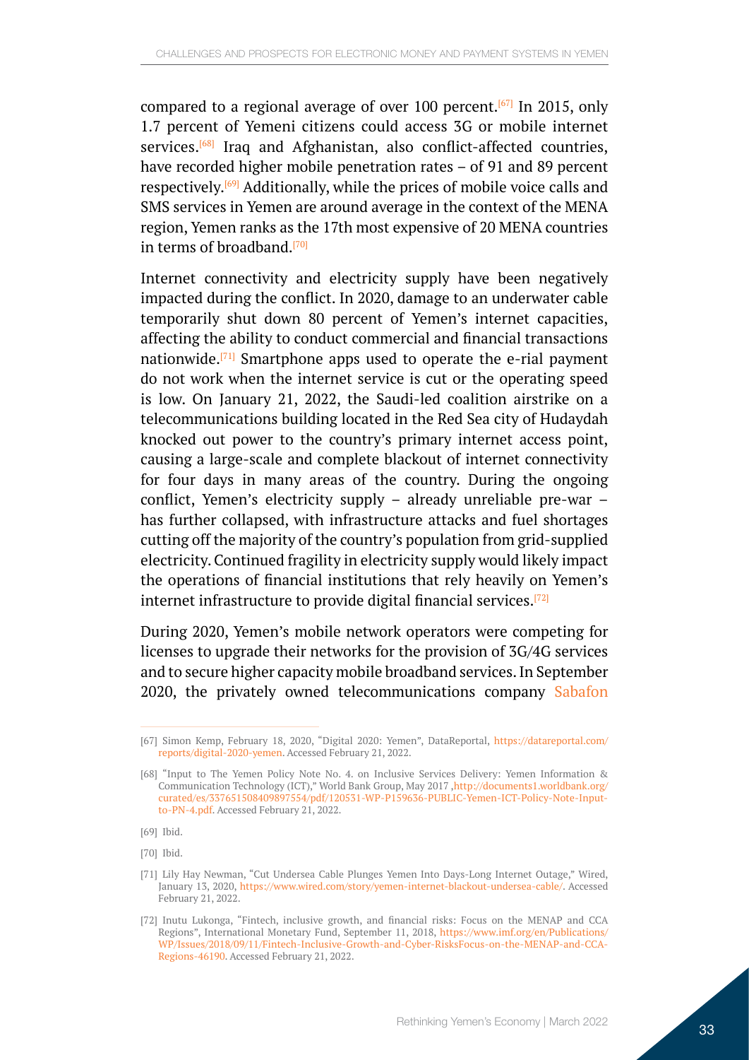compared to a regional average of over 100 percent.[67] In 2015, only 1.7 percent of Yemeni citizens could access 3G or mobile internet services.[68] Iraq and Afghanistan, also conflict-affected countries, have recorded higher mobile penetration rates – of 91 and 89 percent respectively.[69] Additionally, while the prices of mobile voice calls and SMS services in Yemen are around average in the context of the MENA region, Yemen ranks as the 17th most expensive of 20 MENA countries in terms of broadband.[70]

Internet connectivity and electricity supply have been negatively impacted during the conflict. In 2020, damage to an underwater cable temporarily shut down 80 percent of Yemen's internet capacities, affecting the ability to conduct commercial and financial transactions nationwide.[71] Smartphone apps used to operate the e-rial payment do not work when the internet service is cut or the operating speed is low. On January 21, 2022, the Saudi-led coalition airstrike on a telecommunications building located in the Red Sea city of Hudaydah knocked out power to the country's primary internet access point, causing a large-scale and complete blackout of internet connectivity for four days in many areas of the country. During the ongoing conflict, Yemen's electricity supply – already unreliable pre-war – has further collapsed, with infrastructure attacks and fuel shortages cutting off the majority of the country's population from grid-supplied electricity. Continued fragility in electricity supply would likely impact the operations of financial institutions that rely heavily on Yemen's internet infrastructure to provide digital financial services.[72]

During 2020, Yemen's mobile network operators were competing for licenses to upgrade their networks for the provision of 3G/4G services and to secure higher capacity mobile broadband services. In September 2020, the privately owned telecommunications company Sabafon

---

[67] Simon Kemp, February 18, 2020, "Digital 2020: Yemen", DataReportal, https://datareportal.com/reports/digital-2020-yemen. Accessed February 21, 2022.

[68] "Input to The Yemen Policy Note No. 4. on Inclusive Services Delivery: Yemen Information & Communication Technology (ICT)," World Bank Group, May 2017 ,http://documents1.worldbank.org/curated/es/337651508409897554/pdf/120531-WP-P159636-PUBLIC-Yemen-ICT-Policy-Note-Input-to-PN-4.pdf. Accessed February 21, 2022.

[69] Ibid.

[70] Ibid.

[71] Lily Hay Newman, "Cut Undersea Cable Plunges Yemen Into Days-Long Internet Outage," Wired, January 13, 2020, https://www.wired.com/story/yemen-internet-blackout-undersea-cable/. Accessed February 21, 2022.

[72] Inutu Lukonga, "Fintech, inclusive growth, and financial risks: Focus on the MENAP and CCA Regions", International Monetary Fund, September 11, 2018, https://www.imf.org/en/Publications/WP/Issues/2018/09/11/Fintech-Inclusive-Growth-and-Cyber-RisksFocus-on-the-MENAP-and-CCA-Regions-46190. Accessed February 21, 2022.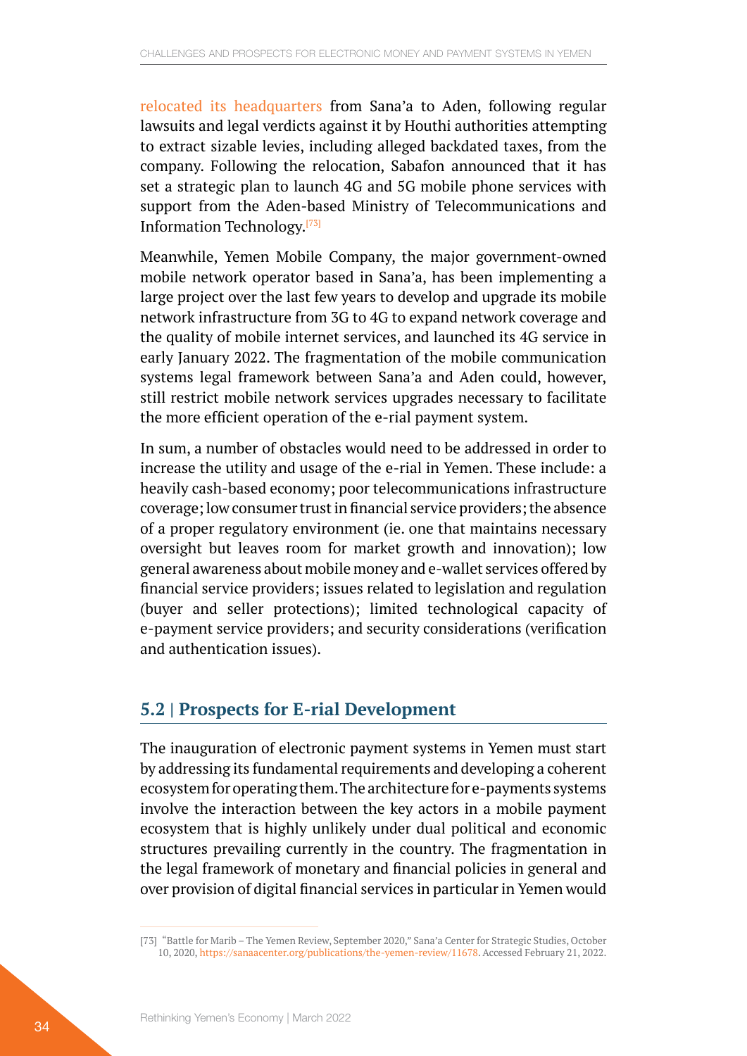relocated its headquarters from Sana'a to Aden, following regular lawsuits and legal verdicts against it by Houthi authorities attempting to extract sizable levies, including alleged backdated taxes, from the company. Following the relocation, Sabafon announced that it has set a strategic plan to launch 4G and 5G mobile phone services with support from the Aden-based Ministry of Telecommunications and Information Technology.[73]

Meanwhile, Yemen Mobile Company, the major government-owned mobile network operator based in Sana'a, has been implementing a large project over the last few years to develop and upgrade its mobile network infrastructure from 3G to 4G to expand network coverage and the quality of mobile internet services, and launched its 4G service in early January 2022. The fragmentation of the mobile communication systems legal framework between Sana'a and Aden could, however, still restrict mobile network services upgrades necessary to facilitate the more efficient operation of the e-rial payment system.

In sum, a number of obstacles would need to be addressed in order to increase the utility and usage of the e-rial in Yemen. These include: a heavily cash-based economy; poor telecommunications infrastructure coverage; low consumer trust in financial service providers; the absence of a proper regulatory environment (ie. one that maintains necessary oversight but leaves room for market growth and innovation); low general awareness about mobile money and e-wallet services offered by financial service providers; issues related to legislation and regulation (buyer and seller protections); limited technological capacity of e-payment service providers; and security considerations (verification and authentication issues).

## 5.2 | Prospects for E-rial Development

The inauguration of electronic payment systems in Yemen must start by addressing its fundamental requirements and developing a coherent ecosystem for operating them. The architecture for e-payments systems involve the interaction between the key actors in a mobile payment ecosystem that is highly unlikely under dual political and economic structures prevailing currently in the country. The fragmentation in the legal framework of monetary and financial policies in general and over provision of digital financial services in particular in Yemen would

[73] "Battle for Marib – The Yemen Review, September 2020," Sana'a Center for Strategic Studies, October 10, 2020, https://sanaacenter.org/publications/the-yemen-review/11678. Accessed February 21, 2022.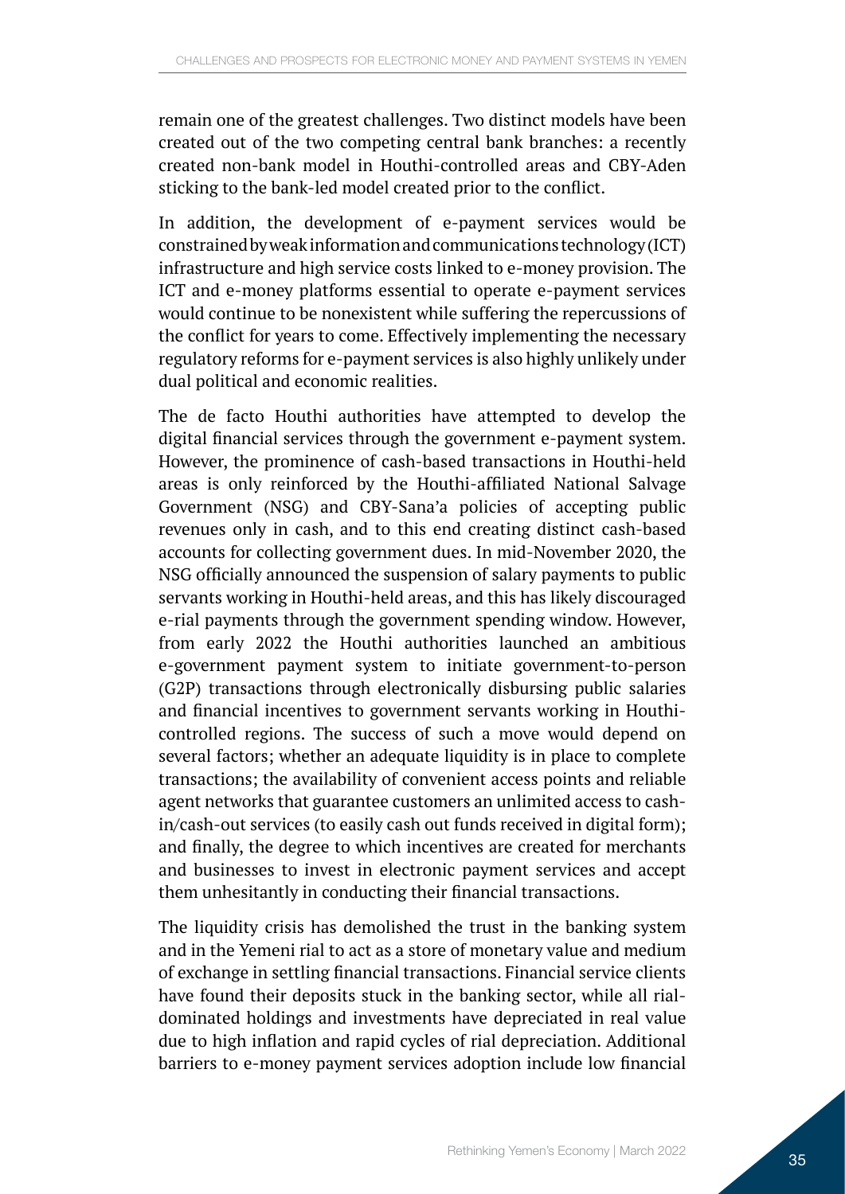remain one of the greatest challenges. Two distinct models have been created out of the two competing central bank branches: a recently created non-bank model in Houthi-controlled areas and CBY-Aden sticking to the bank-led model created prior to the conflict.

In addition, the development of e-payment services would be constrained by weak information and communications technology (ICT) infrastructure and high service costs linked to e-money provision. The ICT and e-money platforms essential to operate e-payment services would continue to be nonexistent while suffering the repercussions of the conflict for years to come. Effectively implementing the necessary regulatory reforms for e-payment services is also highly unlikely under dual political and economic realities.

The de facto Houthi authorities have attempted to develop the digital financial services through the government e-payment system. However, the prominence of cash-based transactions in Houthi-held areas is only reinforced by the Houthi-affiliated National Salvage Government (NSG) and CBY-Sana'a policies of accepting public revenues only in cash, and to this end creating distinct cash-based accounts for collecting government dues. In mid-November 2020, the NSG officially announced the suspension of salary payments to public servants working in Houthi-held areas, and this has likely discouraged e-rial payments through the government spending window. However, from early 2022 the Houthi authorities launched an ambitious e-government payment system to initiate government-to-person (G2P) transactions through electronically disbursing public salaries and financial incentives to government servants working in Houthi-controlled regions. The success of such a move would depend on several factors; whether an adequate liquidity is in place to complete transactions; the availability of convenient access points and reliable agent networks that guarantee customers an unlimited access to cash-in/cash-out services (to easily cash out funds received in digital form); and finally, the degree to which incentives are created for merchants and businesses to invest in electronic payment services and accept them unhesitantly in conducting their financial transactions.

The liquidity crisis has demolished the trust in the banking system and in the Yemeni rial to act as a store of monetary value and medium of exchange in settling financial transactions. Financial service clients have found their deposits stuck in the banking sector, while all rial-dominated holdings and investments have depreciated in real value due to high inflation and rapid cycles of rial depreciation. Additional barriers to e-money payment services adoption include low financial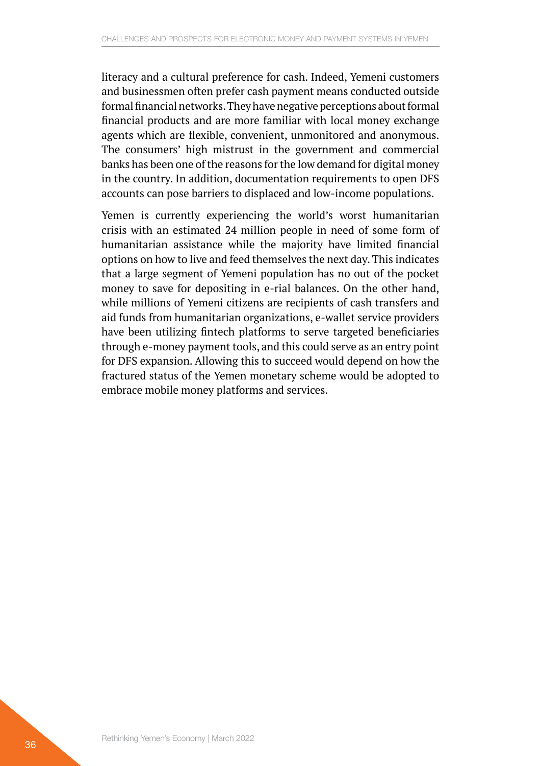literacy and a cultural preference for cash. Indeed, Yemeni customers and businessmen often prefer cash payment means conducted outside formal financial networks. They have negative perceptions about formal financial products and are more familiar with local money exchange agents which are flexible, convenient, unmonitored and anonymous. The consumers' high mistrust in the government and commercial banks has been one of the reasons for the low demand for digital money in the country. In addition, documentation requirements to open DFS accounts can pose barriers to displaced and low-income populations.

Yemen is currently experiencing the world's worst humanitarian crisis with an estimated 24 million people in need of some form of humanitarian assistance while the majority have limited financial options on how to live and feed themselves the next day. This indicates that a large segment of Yemeni population has no out of the pocket money to save for depositing in e-rial balances. On the other hand, while millions of Yemeni citizens are recipients of cash transfers and aid funds from humanitarian organizations, e-wallet service providers have been utilizing fintech platforms to serve targeted beneficiaries through e-money payment tools, and this could serve as an entry point for DFS expansion. Allowing this to succeed would depend on how the fractured status of the Yemen monetary scheme would be adopted to embrace mobile money platforms and services.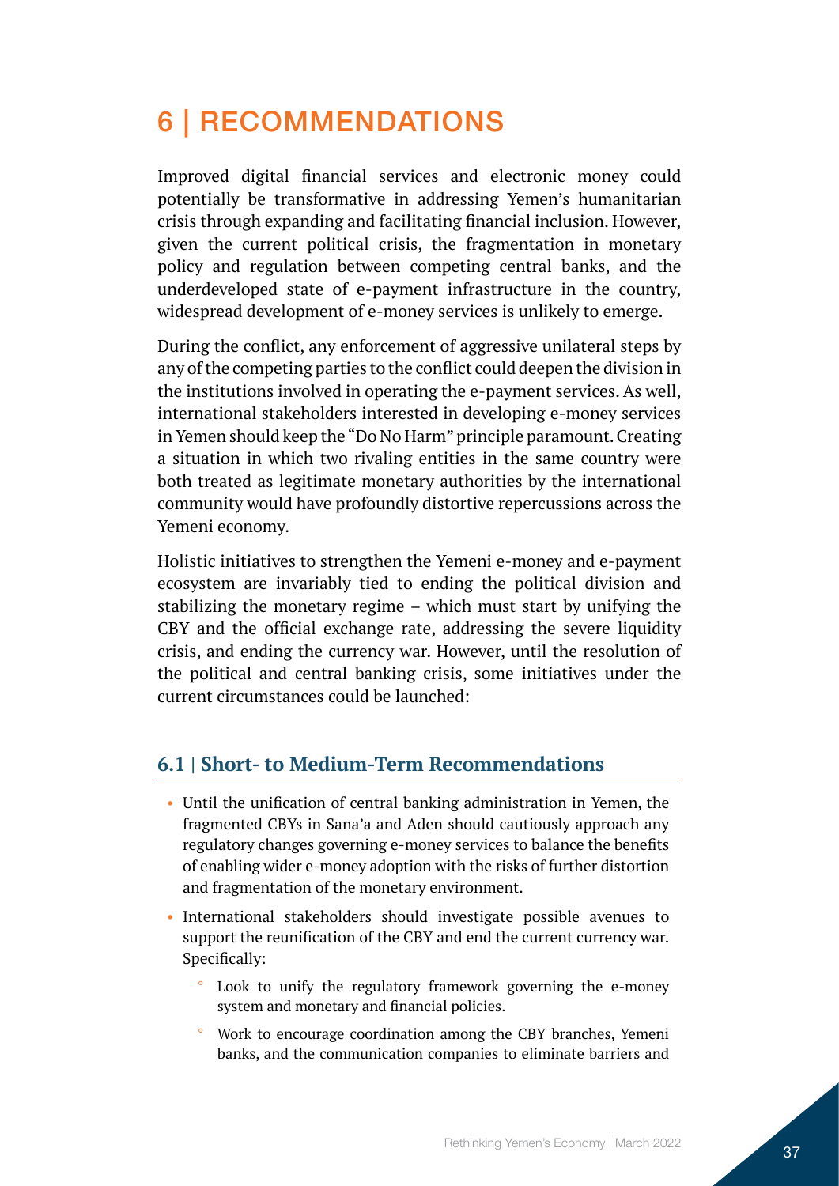# 6 | RECOMMENDATIONS

Improved digital financial services and electronic money could potentially be transformative in addressing Yemen's humanitarian crisis through expanding and facilitating financial inclusion. However, given the current political crisis, the fragmentation in monetary policy and regulation between competing central banks, and the underdeveloped state of e-payment infrastructure in the country, widespread development of e-money services is unlikely to emerge.

During the conflict, any enforcement of aggressive unilateral steps by any of the competing parties to the conflict could deepen the division in the institutions involved in operating the e-payment services. As well, international stakeholders interested in developing e-money services in Yemen should keep the "Do No Harm" principle paramount. Creating a situation in which two rivaling entities in the same country were both treated as legitimate monetary authorities by the international community would have profoundly distortive repercussions across the Yemeni economy.

Holistic initiatives to strengthen the Yemeni e-money and e-payment ecosystem are invariably tied to ending the political division and stabilizing the monetary regime – which must start by unifying the CBY and the official exchange rate, addressing the severe liquidity crisis, and ending the currency war. However, until the resolution of the political and central banking crisis, some initiatives under the current circumstances could be launched:

## 6.1 | Short- to Medium-Term Recommendations

- Until the unification of central banking administration in Yemen, the fragmented CBYs in Sana'a and Aden should cautiously approach any regulatory changes governing e-money services to balance the benefits of enabling wider e-money adoption with the risks of further distortion and fragmentation of the monetary environment.
- International stakeholders should investigate possible avenues to support the reunification of the CBY and end the current currency war. Specifically:
  - Look to unify the regulatory framework governing the e-money system and monetary and financial policies.
  - Work to encourage coordination among the CBY branches, Yemeni banks, and the communication companies to eliminate barriers and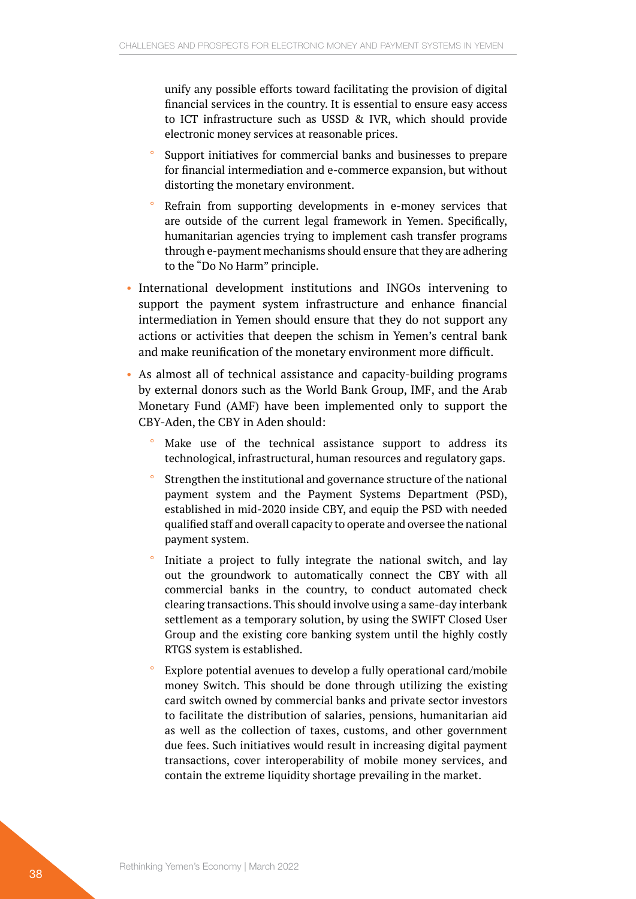unify any possible efforts toward facilitating the provision of digital financial services in the country. It is essential to ensure easy access to ICT infrastructure such as USSD & IVR, which should provide electronic money services at reasonable prices.

  - Support initiatives for commercial banks and businesses to prepare for financial intermediation and e-commerce expansion, but without distorting the monetary environment.
  - Refrain from supporting developments in e-money services that are outside of the current legal framework in Yemen. Specifically, humanitarian agencies trying to implement cash transfer programs through e-payment mechanisms should ensure that they are adhering to the "Do No Harm" principle.

- International development institutions and INGOs intervening to support the payment system infrastructure and enhance financial intermediation in Yemen should ensure that they do not support any actions or activities that deepen the schism in Yemen's central bank and make reunification of the monetary environment more difficult.
- As almost all of technical assistance and capacity-building programs by external donors such as the World Bank Group, IMF, and the Arab Monetary Fund (AMF) have been implemented only to support the CBY-Aden, the CBY in Aden should:
  - Make use of the technical assistance support to address its technological, infrastructural, human resources and regulatory gaps.
  - Strengthen the institutional and governance structure of the national payment system and the Payment Systems Department (PSD), established in mid-2020 inside CBY, and equip the PSD with needed qualified staff and overall capacity to operate and oversee the national payment system.
  - Initiate a project to fully integrate the national switch, and lay out the groundwork to automatically connect the CBY with all commercial banks in the country, to conduct automated check clearing transactions. This should involve using a same-day interbank settlement as a temporary solution, by using the SWIFT Closed User Group and the existing core banking system until the highly costly RTGS system is established.
  - Explore potential avenues to develop a fully operational card/mobile money Switch. This should be done through utilizing the existing card switch owned by commercial banks and private sector investors to facilitate the distribution of salaries, pensions, humanitarian aid as well as the collection of taxes, customs, and other government due fees. Such initiatives would result in increasing digital payment transactions, cover interoperability of mobile money services, and contain the extreme liquidity shortage prevailing in the market.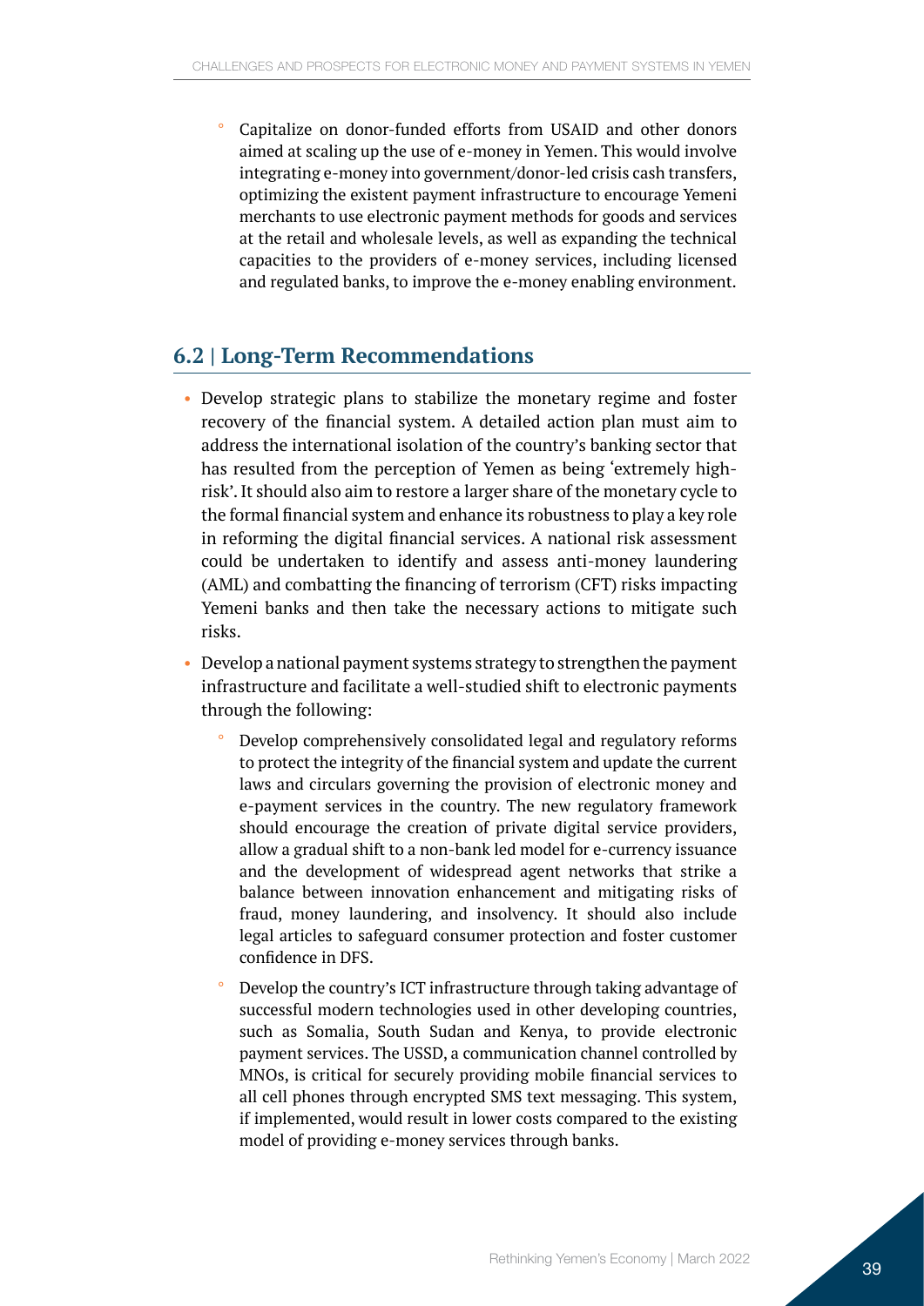- Capitalize on donor-funded efforts from USAID and other donors aimed at scaling up the use of e-money in Yemen. This would involve integrating e-money into government/donor-led crisis cash transfers, optimizing the existent payment infrastructure to encourage Yemeni merchants to use electronic payment methods for goods and services at the retail and wholesale levels, as well as expanding the technical capacities to the providers of e-money services, including licensed and regulated banks, to improve the e-money enabling environment.

## 6.2 | Long-Term Recommendations

- Develop strategic plans to stabilize the monetary regime and foster recovery of the financial system. A detailed action plan must aim to address the international isolation of the country's banking sector that has resulted from the perception of Yemen as being 'extremely high-risk'. It should also aim to restore a larger share of the monetary cycle to the formal financial system and enhance its robustness to play a key role in reforming the digital financial services. A national risk assessment could be undertaken to identify and assess anti-money laundering (AML) and combatting the financing of terrorism (CFT) risks impacting Yemeni banks and then take the necessary actions to mitigate such risks.
- Develop a national payment systems strategy to strengthen the payment infrastructure and facilitate a well-studied shift to electronic payments through the following:
  - Develop comprehensively consolidated legal and regulatory reforms to protect the integrity of the financial system and update the current laws and circulars governing the provision of electronic money and e-payment services in the country. The new regulatory framework should encourage the creation of private digital service providers, allow a gradual shift to a non-bank led model for e-currency issuance and the development of widespread agent networks that strike a balance between innovation enhancement and mitigating risks of fraud, money laundering, and insolvency. It should also include legal articles to safeguard consumer protection and foster customer confidence in DFS.
  - Develop the country's ICT infrastructure through taking advantage of successful modern technologies used in other developing countries, such as Somalia, South Sudan and Kenya, to provide electronic payment services. The USSD, a communication channel controlled by MNOs, is critical for securely providing mobile financial services to all cell phones through encrypted SMS text messaging. This system, if implemented, would result in lower costs compared to the existing model of providing e-money services through banks.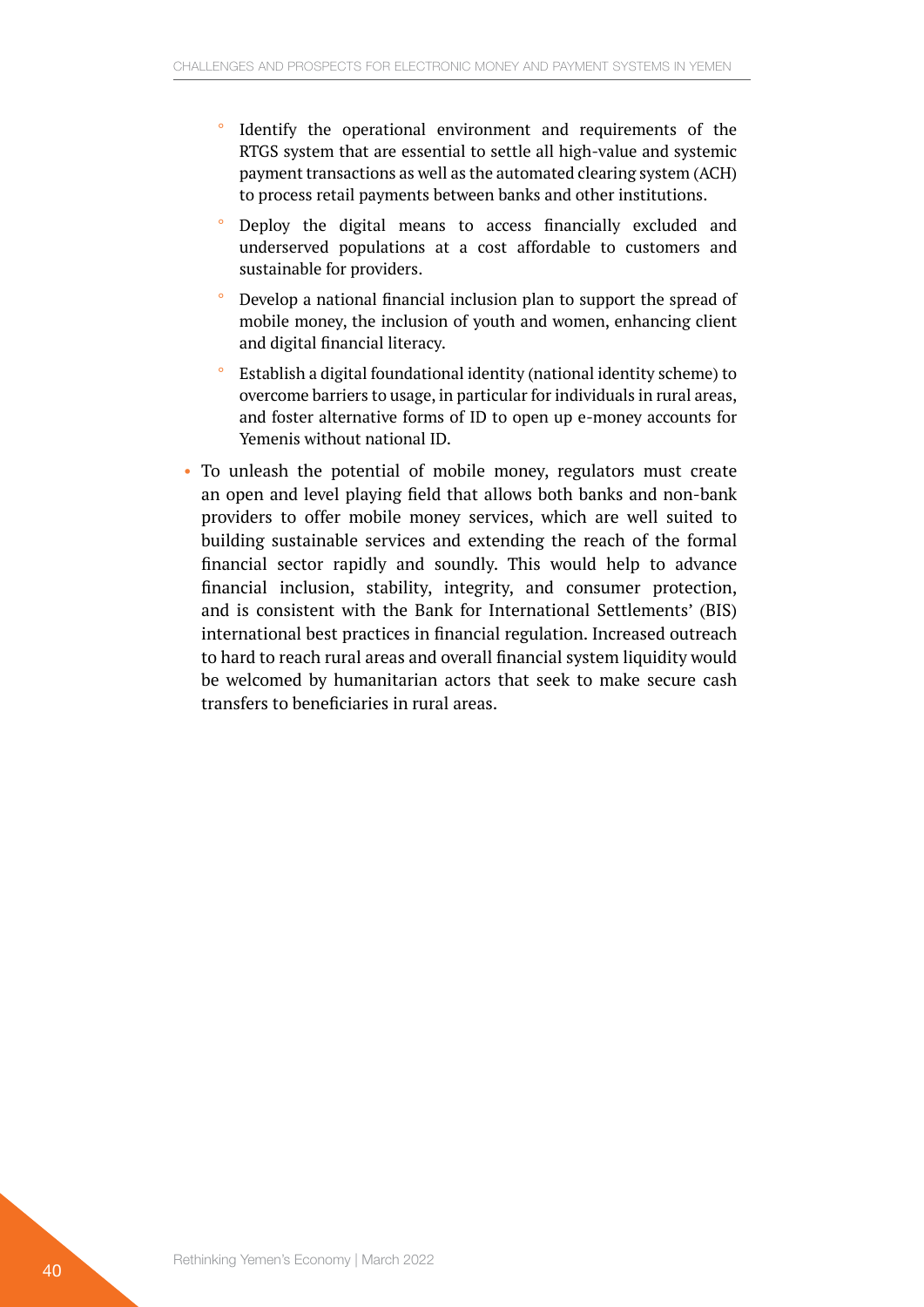- Identify the operational environment and requirements of the RTGS system that are essential to settle all high-value and systemic payment transactions as well as the automated clearing system (ACH) to process retail payments between banks and other institutions.
    - Deploy the digital means to access financially excluded and underserved populations at a cost affordable to customers and sustainable for providers.
    - Develop a national financial inclusion plan to support the spread of mobile money, the inclusion of youth and women, enhancing client and digital financial literacy.
    - Establish a digital foundational identity (national identity scheme) to overcome barriers to usage, in particular for individuals in rural areas, and foster alternative forms of ID to open up e-money accounts for Yemenis without national ID.

- To unleash the potential of mobile money, regulators must create an open and level playing field that allows both banks and non-bank providers to offer mobile money services, which are well suited to building sustainable services and extending the reach of the formal financial sector rapidly and soundly. This would help to advance financial inclusion, stability, integrity, and consumer protection, and is consistent with the Bank for International Settlements' (BIS) international best practices in financial regulation. Increased outreach to hard to reach rural areas and overall financial system liquidity would be welcomed by humanitarian actors that seek to make secure cash transfers to beneficiaries in rural areas.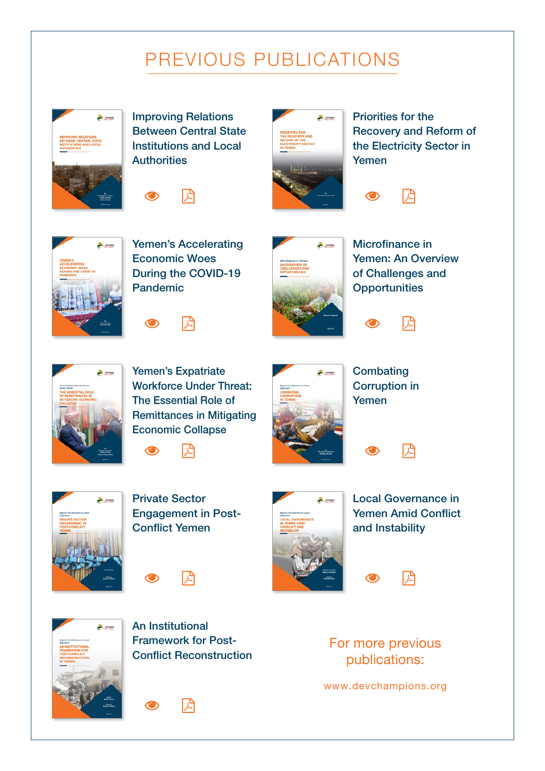# PREVIOUS PUBLICATIONS

Improving Relations Between Central State Institutions and Local Authorities

Priorities for the Recovery and Reform of the Electricity Sector in Yemen

Yemen's Accelerating Economic Woes During the COVID-19 Pandemic

Microfinance in Yemen: An Overview of Challenges and Opportunities

Yemen's Expatriate Workforce Under Threat: The Essential Role of Remittances in Mitigating Economic Collapse

Combating Corruption in Yemen

Private Sector Engagement in Post-Conflict Yemen

Local Governance in Yemen Amid Conflict and Instability

An Institutional Framework for Post-Conflict Reconstruction

For more previous publications:

www.devchampions.org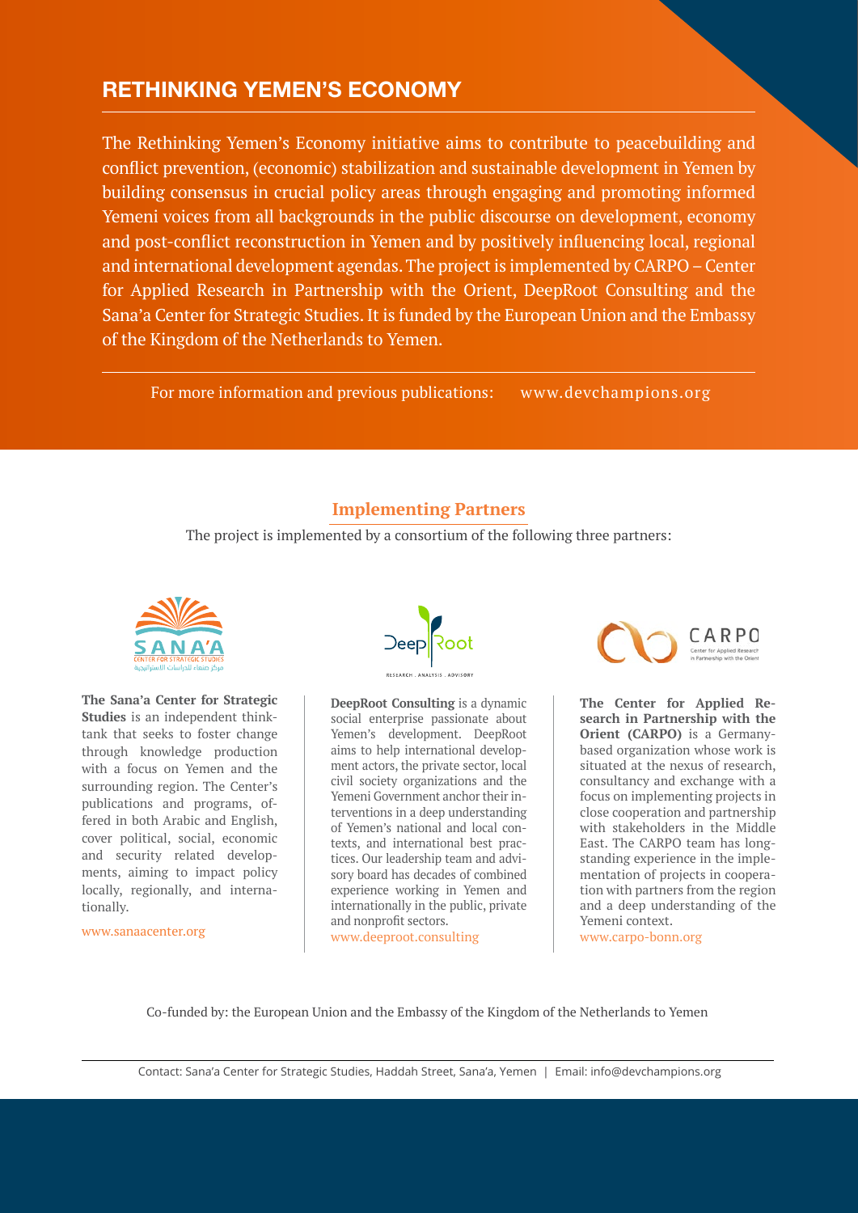## RETHINKING YEMEN'S ECONOMY

The Rethinking Yemen's Economy initiative aims to contribute to peacebuilding and conflict prevention, (economic) stabilization and sustainable development in Yemen by building consensus in crucial policy areas through engaging and promoting informed Yemeni voices from all backgrounds in the public discourse on development, economy and post-conflict reconstruction in Yemen and by positively influencing local, regional and international development agendas. The project is implemented by CARPO – Center for Applied Research in Partnership with the Orient, DeepRoot Consulting and the Sana'a Center for Strategic Studies. It is funded by the European Union and the Embassy of the Kingdom of the Netherlands to Yemen.

For more information and previous publications: www.devchampions.org

### Implementing Partners

The project is implemented by a consortium of the following three partners:

SANA'A CENTER FOR STRATEGIC STUDIES
مركز صنعاء للدراسات الاستراتيجية

**The Sana'a Center for Strategic Studies** is an independent think-tank that seeks to foster change through knowledge production with a focus on Yemen and the surrounding region. The Center's publications and programs, offered in both Arabic and English, cover political, social, economic and security related developments, aiming to impact policy locally, regionally, and internationally.

www.sanaacenter.org

DeepRoot
RESEARCH . ANALYSIS . ADVISORY

**DeepRoot Consulting** is a dynamic social enterprise passionate about Yemen's development. DeepRoot aims to help international development actors, the private sector, local civil society organizations and the Yemeni Government anchor their interventions in a deep understanding of Yemen's national and local contexts, and international best practices. Our leadership team and advisory board has decades of combined experience working in Yemen and internationally in the public, private and nonprofit sectors.

www.deeproot.consulting

CARPO
Center for Applied Research in Partnership with the Orient

**The Center for Applied Research in Partnership with the Orient (CARPO)** is a Germany-based organization whose work is situated at the nexus of research, consultancy and exchange with a focus on implementing projects in close cooperation and partnership with stakeholders in the Middle East. The CARPO team has longstanding experience in the implementation of projects in cooperation with partners from the region and a deep understanding of the Yemeni context.

www.carpo-bonn.org

Co-funded by: the European Union and the Embassy of the Kingdom of the Netherlands to Yemen

Contact: Sana'a Center for Strategic Studies, Haddah Street, Sana'a, Yemen | Email: info@devchampions.org